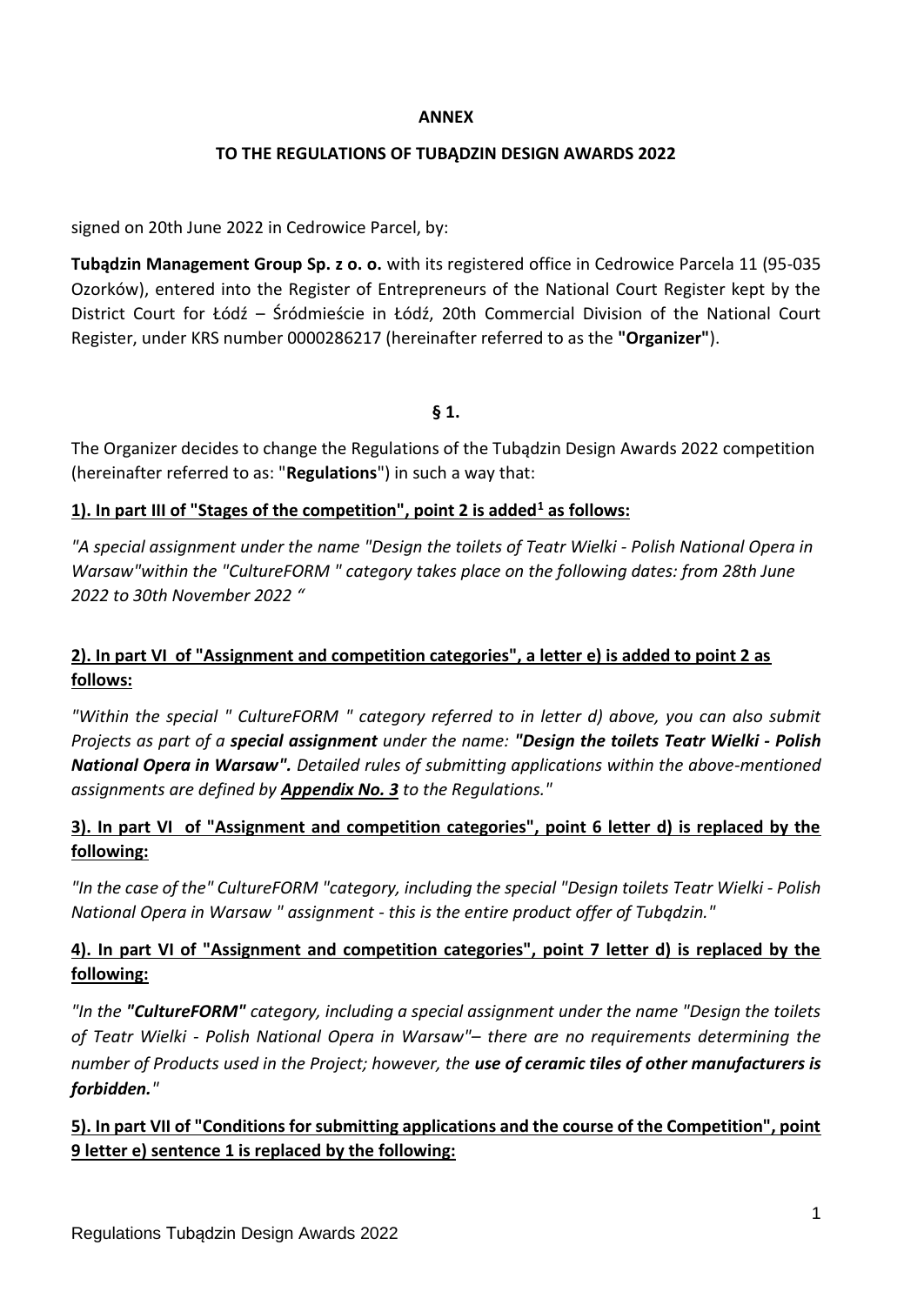**ANNEX**

**TO THE REGULATIONS OF TUBĄDZIN DESIGN AWARDS 2022**

signed on 20th June 2022 in Cedrowice Parcel, by:

**Tubądzin Management Group Sp. z o. o.** with its registered office in Cedrowice Parcela 11 (95-035 Ozorków), entered into the Register of Entrepreneurs of the National Court Register kept by the District Court for Łódź – Śródmieście in Łódź, 20th Commercial Division of the National Court Register, under KRS number 0000286217 (hereinafter referred to as the **"Organizer"**).

**§ 1.**

The Organizer decides to change the Regulations of the Tubądzin Design Awards 2022 competition (hereinafter referred to as: "**Regulations**") in such a way that:

**1). In part III of "Stages of the competition", point 2 is added[1] as follows:**

*"A special assignment under the name "Design the toilets of Teatr Wielki - Polish National Opera in Warsaw"within the "CultureFORM " category takes place on the following dates: from 28th June 2022 to 30th November 2022 "*

**2). In part VI of "Assignment and competition categories", a letter e) is added to point 2 as follows:**

*"Within the special " CultureFORM " category referred to in letter d) above, you can also submit Projects as part of a **special assignment** under the name: **"Design the toilets Teatr Wielki - Polish National Opera in Warsaw".** Detailed rules of submitting applications within the above-mentioned assignments are defined by **Appendix No. 3** to the Regulations."*

**3). In part VI of "Assignment and competition categories", point 6 letter d) is replaced by the following:**

*"In the case of the" CultureFORM "category, including the special "Design toilets Teatr Wielki - Polish National Opera in Warsaw " assignment - this is the entire product offer of Tubądzin."*

**4). In part VI of "Assignment and competition categories", point 7 letter d) is replaced by the following:**

*"In the **"CultureFORM"** category, including a special assignment under the name "Design the toilets of Teatr Wielki - Polish National Opera in Warsaw"– there are no requirements determining the number of Products used in the Project; however, the **use of ceramic tiles of other manufacturers is forbidden.**"*

**5). In part VII of "Conditions for submitting applications and the course of the Competition", point 9 letter e) sentence 1 is replaced by the following:**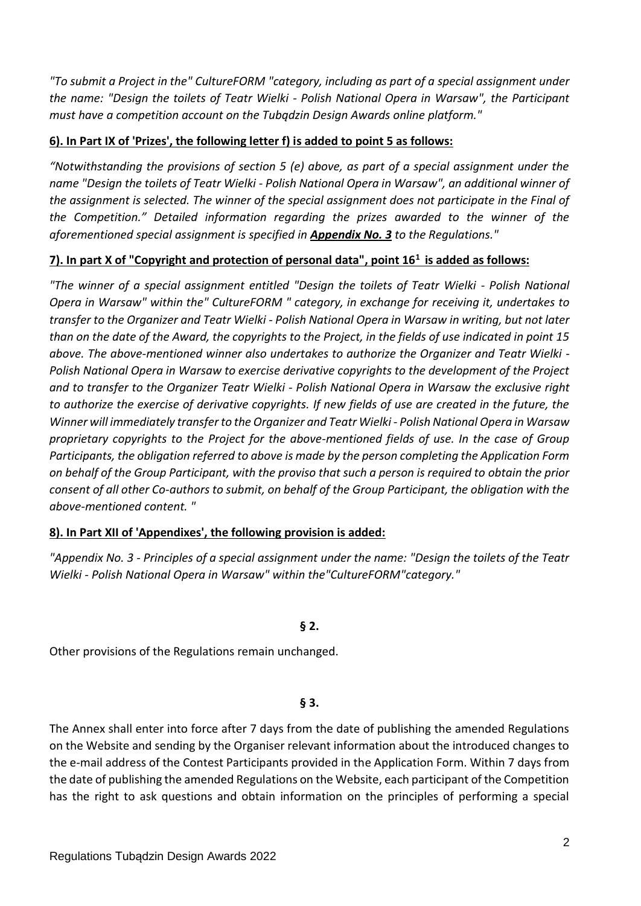*"To submit a Project in the" CultureFORM "category, including as part of a special assignment under the name: "Design the toilets of Teatr Wielki - Polish National Opera in Warsaw", the Participant must have a competition account on the Tubądzin Design Awards online platform."*

**6). In Part IX of 'Prizes', the following letter f) is added to point 5 as follows:**

*"Notwithstanding the provisions of section 5 (e) above, as part of a special assignment under the name "Design the toilets of Teatr Wielki - Polish National Opera in Warsaw", an additional winner of the assignment is selected. The winner of the special assignment does not participate in the Final of the Competition." Detailed information regarding the prizes awarded to the winner of the aforementioned special assignment is specified in **Appendix No. 3** to the Regulations."*

**7). In part X of "Copyright and protection of personal data", point 16[1] is added as follows:**

*"The winner of a special assignment entitled "Design the toilets of Teatr Wielki - Polish National Opera in Warsaw" within the" CultureFORM " category, in exchange for receiving it, undertakes to transfer to the Organizer and Teatr Wielki - Polish National Opera in Warsaw in writing, but not later than on the date of the Award, the copyrights to the Project, in the fields of use indicated in point 15 above. The above-mentioned winner also undertakes to authorize the Organizer and Teatr Wielki - Polish National Opera in Warsaw to exercise derivative copyrights to the development of the Project and to transfer to the Organizer Teatr Wielki - Polish National Opera in Warsaw the exclusive right to authorize the exercise of derivative copyrights. If new fields of use are created in the future, the Winner will immediately transfer to the Organizer and Teatr Wielki - Polish National Opera in Warsaw proprietary copyrights to the Project for the above-mentioned fields of use. In the case of Group Participants, the obligation referred to above is made by the person completing the Application Form on behalf of the Group Participant, with the proviso that such a person is required to obtain the prior consent of all other Co-authors to submit, on behalf of the Group Participant, the obligation with the above-mentioned content. "*

**8). In Part XII of 'Appendixes', the following provision is added:**

*"Appendix No. 3 - Principles of a special assignment under the name: "Design the toilets of the Teatr Wielki - Polish National Opera in Warsaw" within the"CultureFORM"category."*

**§ 2.**

Other provisions of the Regulations remain unchanged.

**§ 3.**

The Annex shall enter into force after 7 days from the date of publishing the amended Regulations on the Website and sending by the Organiser relevant information about the introduced changes to the e-mail address of the Contest Participants provided in the Application Form. Within 7 days from the date of publishing the amended Regulations on the Website, each participant of the Competition has the right to ask questions and obtain information on the principles of performing a special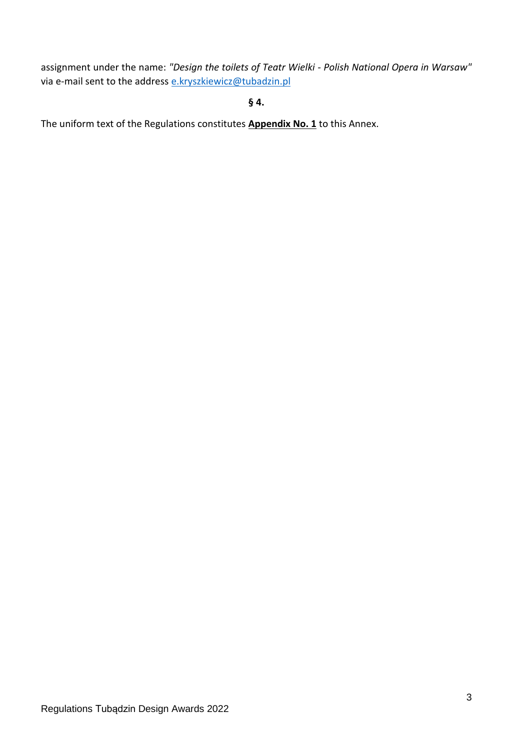assignment under the name: *"Design the toilets of Teatr Wielki - Polish National Opera in Warsaw"* via e-mail sent to the address e.kryszkiewicz@tubadzin.pl

**§ 4.**

The uniform text of the Regulations constitutes **Appendix No. 1** to this Annex.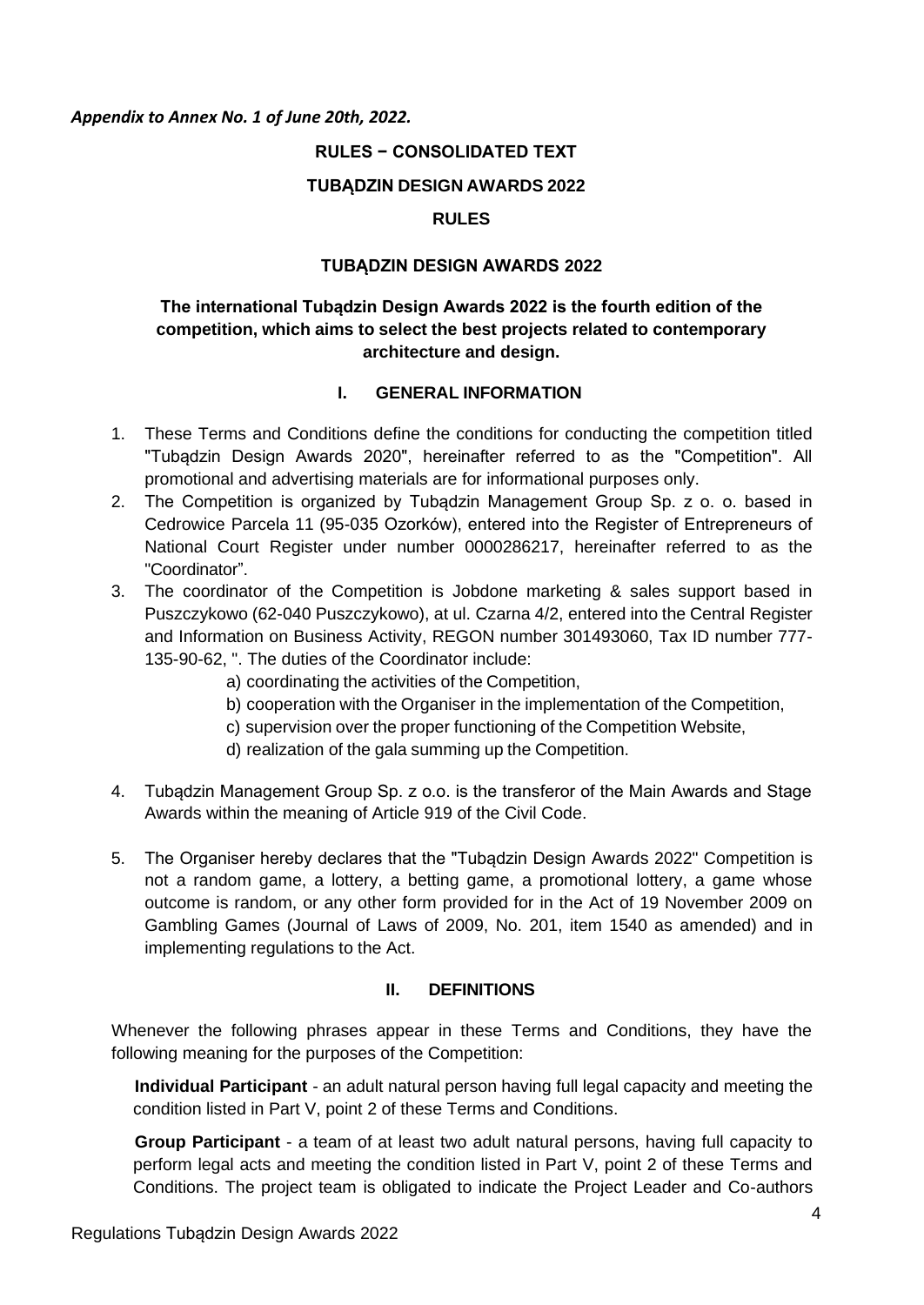*Appendix to Annex No. 1 of June 20th, 2022.*

**RULES − CONSOLIDATED TEXT**

**TUBĄDZIN DESIGN AWARDS 2022**

**RULES**

**TUBĄDZIN DESIGN AWARDS 2022**

**The international Tubądzin Design Awards 2022 is the fourth edition of the competition, which aims to select the best projects related to contemporary architecture and design.**

## I. GENERAL INFORMATION

1. These Terms and Conditions define the conditions for conducting the competition titled "Tubądzin Design Awards 2020", hereinafter referred to as the "Competition". All promotional and advertising materials are for informational purposes only.
2. The Competition is organized by Tubądzin Management Group Sp. z o. o. based in Cedrowice Parcela 11 (95-035 Ozorków), entered into the Register of Entrepreneurs of National Court Register under number 0000286217, hereinafter referred to as the "Coordinator".
3. The coordinator of the Competition is Jobdone marketing & sales support based in Puszczykowo (62-040 Puszczykowo), at ul. Czarna 4/2, entered into the Central Register and Information on Business Activity, REGON number 301493060, Tax ID number 777-135-90-62, ". The duties of the Coordinator include:
   a) coordinating the activities of the Competition,
   b) cooperation with the Organiser in the implementation of the Competition,
   c) supervision over the proper functioning of the Competition Website,
   d) realization of the gala summing up the Competition.
4. Tubądzin Management Group Sp. z o.o. is the transferor of the Main Awards and Stage Awards within the meaning of Article 919 of the Civil Code.
5. The Organiser hereby declares that the "Tubądzin Design Awards 2022" Competition is not a random game, a lottery, a betting game, a promotional lottery, a game whose outcome is random, or any other form provided for in the Act of 19 November 2009 on Gambling Games (Journal of Laws of 2009, No. 201, item 1540 as amended) and in implementing regulations to the Act.

## II. DEFINITIONS

Whenever the following phrases appear in these Terms and Conditions, they have the following meaning for the purposes of the Competition:

**Individual Participant** - an adult natural person having full legal capacity and meeting the condition listed in Part V, point 2 of these Terms and Conditions.

**Group Participant** - a team of at least two adult natural persons, having full capacity to perform legal acts and meeting the condition listed in Part V, point 2 of these Terms and Conditions. The project team is obligated to indicate the Project Leader and Co-authors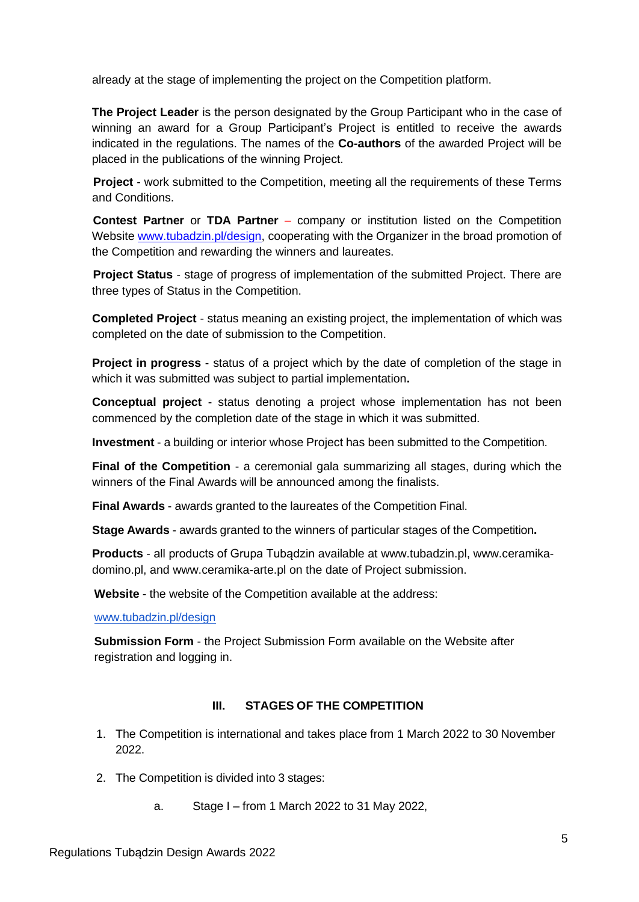already at the stage of implementing the project on the Competition platform.

**The Project Leader** is the person designated by the Group Participant who in the case of winning an award for a Group Participant's Project is entitled to receive the awards indicated in the regulations. The names of the **Co-authors** of the awarded Project will be placed in the publications of the winning Project.

**Project** - work submitted to the Competition, meeting all the requirements of these Terms and Conditions.

**Contest Partner** or **TDA Partner** – company or institution listed on the Competition Website [www.tubadzin.pl/design](www.tubadzin.pl/design), cooperating with the Organizer in the broad promotion of the Competition and rewarding the winners and laureates.

**Project Status** - stage of progress of implementation of the submitted Project. There are three types of Status in the Competition.

**Completed Project** - status meaning an existing project, the implementation of which was completed on the date of submission to the Competition.

**Project in progress** - status of a project which by the date of completion of the stage in which it was submitted was subject to partial implementation**.**

**Conceptual project** - status denoting a project whose implementation has not been commenced by the completion date of the stage in which it was submitted.

**Investment** - a building or interior whose Project has been submitted to the Competition.

**Final of the Competition** - a ceremonial gala summarizing all stages, during which the winners of the Final Awards will be announced among the finalists.

**Final Awards** - awards granted to the laureates of the Competition Final.

**Stage Awards** - awards granted to the winners of particular stages of the Competition**.**

**Products** - all products of Grupa Tubądzin available at www.tubadzin.pl, www.ceramika-domino.pl, and www.ceramika-arte.pl on the date of Project submission.

**Website** - the website of the Competition available at the address:

[www.tubadzin.pl/design](www.tubadzin.pl/design)

**Submission Form** - the Project Submission Form available on the Website after registration and logging in.

## III. STAGES OF THE COMPETITION

1. The Competition is international and takes place from 1 March 2022 to 30 November 2022.
2. The Competition is divided into 3 stages:
   a. Stage I – from 1 March 2022 to 31 May 2022,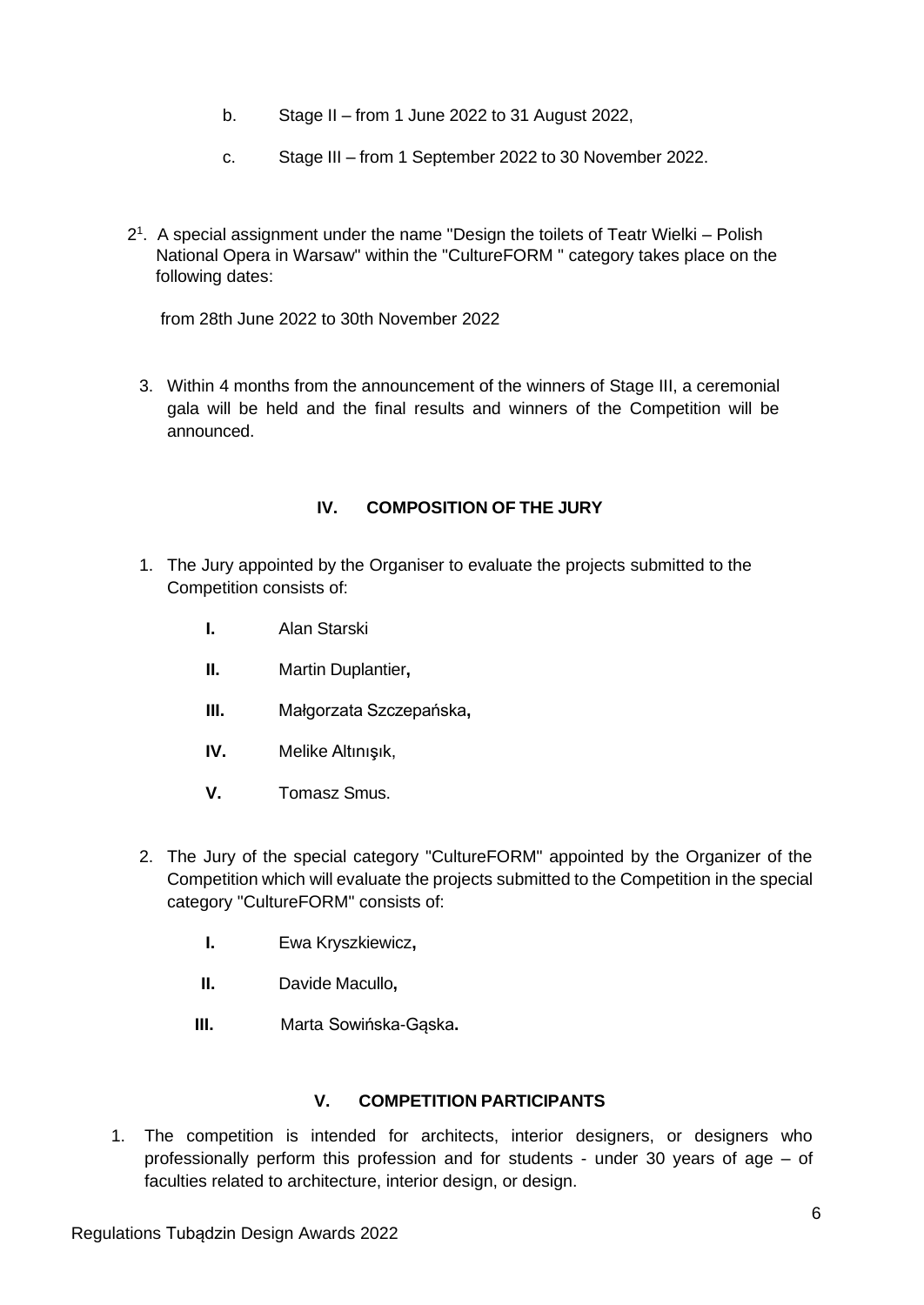b. Stage II – from 1 June 2022 to 31 August 2022,

c. Stage III – from 1 September 2022 to 30 November 2022.

2[1]. A special assignment under the name "Design the toilets of Teatr Wielki – Polish National Opera in Warsaw" within the "CultureFORM " category takes place on the following dates:

from 28th June 2022 to 30th November 2022

3. Within 4 months from the announcement of the winners of Stage III, a ceremonial gala will be held and the final results and winners of the Competition will be announced.

## IV. COMPOSITION OF THE JURY

1. The Jury appointed by the Organiser to evaluate the projects submitted to the Competition consists of:

   **I.** Alan Starski

   **II.** Martin Duplantier**,**

   **III.** Małgorzata Szczepańska**,**

   **IV.** Melike Altınışık,

   **V.** Tomasz Smus.

2. The Jury of the special category "CultureFORM" appointed by the Organizer of the Competition which will evaluate the projects submitted to the Competition in the special category "CultureFORM" consists of:

   **I.** Ewa Kryszkiewicz**,**

   **II.** Davide Macullo**,**

   **III.** Marta Sowińska-Gąska**.**

## V. COMPETITION PARTICIPANTS

1. The competition is intended for architects, interior designers, or designers who professionally perform this profession and for students - under 30 years of age – of faculties related to architecture, interior design, or design.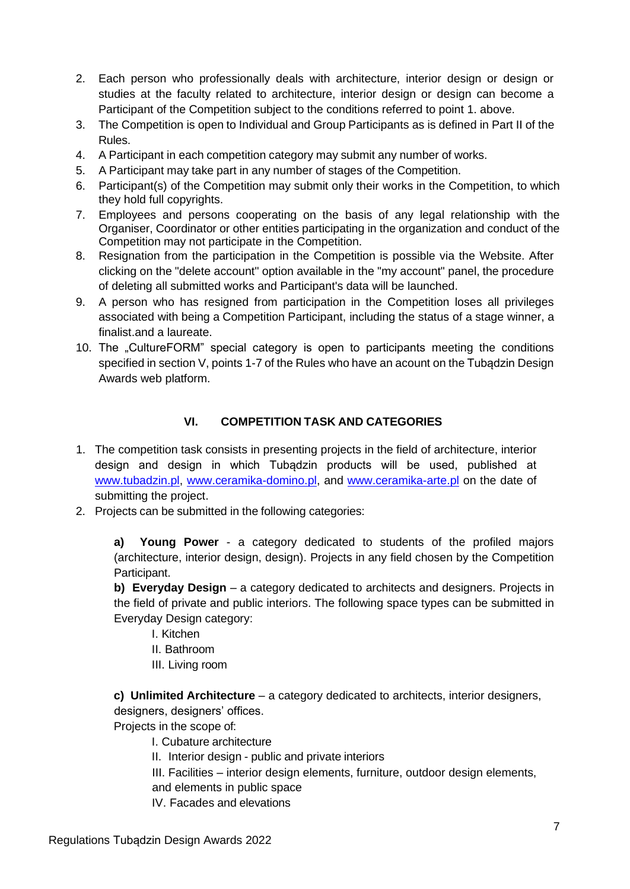2. Each person who professionally deals with architecture, interior design or design or studies at the faculty related to architecture, interior design or design can become a Participant of the Competition subject to the conditions referred to point 1. above.
3. The Competition is open to Individual and Group Participants as is defined in Part II of the Rules.
4. A Participant in each competition category may submit any number of works.
5. A Participant may take part in any number of stages of the Competition.
6. Participant(s) of the Competition may submit only their works in the Competition, to which they hold full copyrights.
7. Employees and persons cooperating on the basis of any legal relationship with the Organiser, Coordinator or other entities participating in the organization and conduct of the Competition may not participate in the Competition.
8. Resignation from the participation in the Competition is possible via the Website. After clicking on the "delete account" option available in the "my account" panel, the procedure of deleting all submitted works and Participant's data will be launched.
9. A person who has resigned from participation in the Competition loses all privileges associated with being a Competition Participant, including the status of a stage winner, a finalist.and a laureate.
10. The „CultureFORM" special category is open to participants meeting the conditions specified in section V, points 1-7 of the Rules who have an acount on the Tubądzin Design Awards web platform.

## VI. COMPETITION TASK AND CATEGORIES

1. The competition task consists in presenting projects in the field of architecture, interior design and design in which Tubądzin products will be used, published at www.tubadzin.pl, www.ceramika-domino.pl, and www.ceramika-arte.pl on the date of submitting the project.
2. Projects can be submitted in the following categories:

   **a) Young Power** - a category dedicated to students of the profiled majors (architecture, interior design, design). Projects in any field chosen by the Competition Participant.

   **b) Everyday Design** – a category dedicated to architects and designers. Projects in the field of private and public interiors. The following space types can be submitted in Everyday Design category:

   I. Kitchen
   II. Bathroom
   III. Living room

   **c) Unlimited Architecture** – a category dedicated to architects, interior designers, designers, designers' offices.
   Projects in the scope of:

   I. Cubature architecture
   II. Interior design - public and private interiors
   III. Facilities – interior design elements, furniture, outdoor design elements, and elements in public space
   IV. Facades and elevations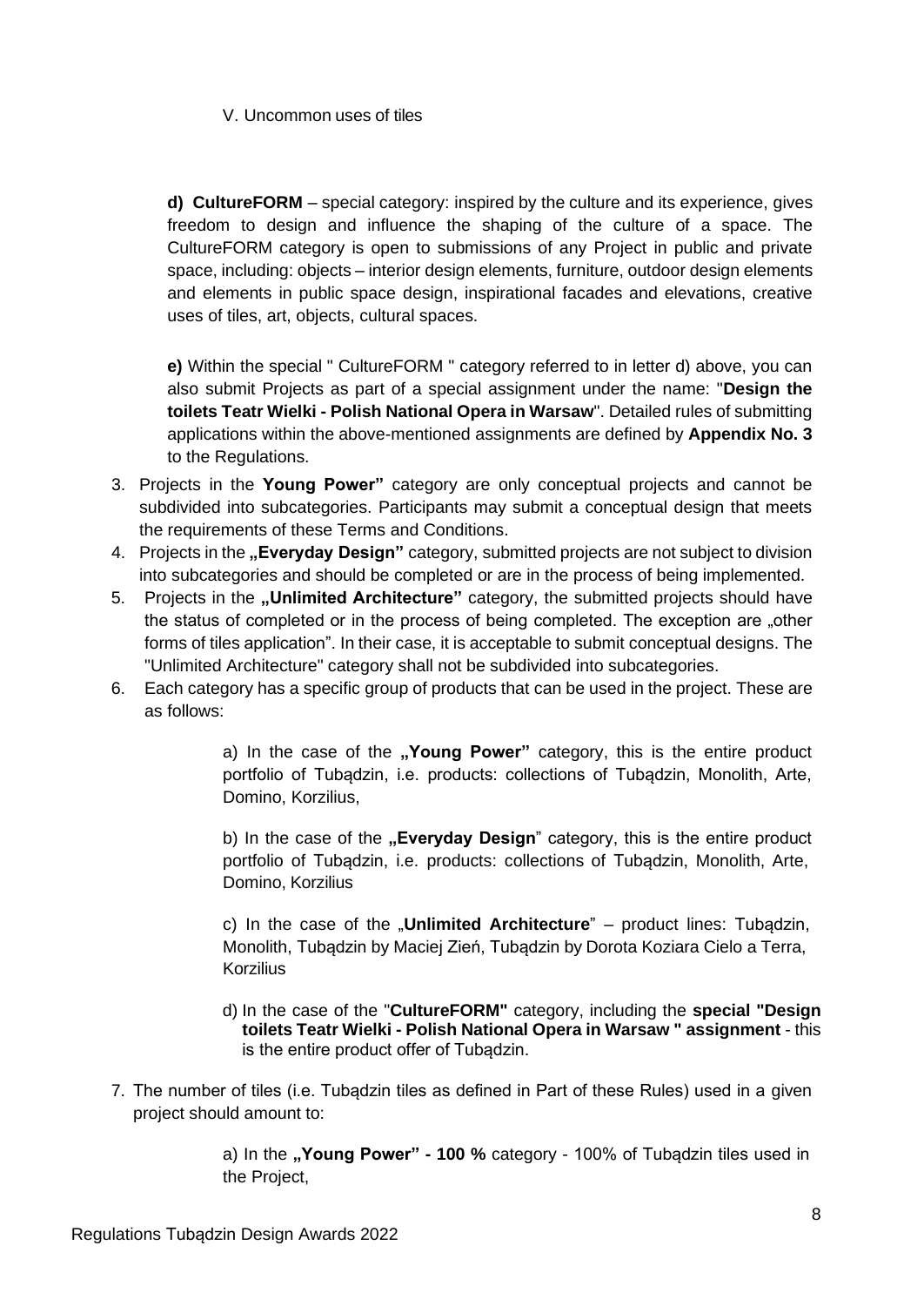V. Uncommon uses of tiles

**d) CultureFORM** – special category: inspired by the culture and its experience, gives freedom to design and influence the shaping of the culture of a space. The CultureFORM category is open to submissions of any Project in public and private space, including: objects – interior design elements, furniture, outdoor design elements and elements in public space design, inspirational facades and elevations, creative uses of tiles, art, objects, cultural spaces.

**e)** Within the special " CultureFORM " category referred to in letter d) above, you can also submit Projects as part of a special assignment under the name: "**Design the toilets Teatr Wielki - Polish National Opera in Warsaw**". Detailed rules of submitting applications within the above-mentioned assignments are defined by **Appendix No. 3** to the Regulations.

3. Projects in the **Young Power"** category are only conceptual projects and cannot be subdivided into subcategories. Participants may submit a conceptual design that meets the requirements of these Terms and Conditions.
4. Projects in the **„Everyday Design"** category, submitted projects are not subject to division into subcategories and should be completed or are in the process of being implemented.
5. Projects in the **„Unlimited Architecture"** category, the submitted projects should have the status of completed or in the process of being completed. The exception are „other forms of tiles application". In their case, it is acceptable to submit conceptual designs. The "Unlimited Architecture" category shall not be subdivided into subcategories.
6. Each category has a specific group of products that can be used in the project. These are as follows:

   a) In the case of the **„Young Power"** category, this is the entire product portfolio of Tubądzin, i.e. products: collections of Tubądzin, Monolith, Arte, Domino, Korzilius,

   b) In the case of the **„Everyday Design**" category, this is the entire product portfolio of Tubądzin, i.e. products: collections of Tubądzin, Monolith, Arte, Domino, Korzilius

   c) In the case of the „**Unlimited Architecture**" – product lines: Tubądzin, Monolith, Tubądzin by Maciej Zień, Tubądzin by Dorota Koziara Cielo a Terra, Korzilius

   d) In the case of the "**CultureFORM"** category, including the **special "Design toilets Teatr Wielki - Polish National Opera in Warsaw " assignment** - this is the entire product offer of Tubądzin.

7. The number of tiles (i.e. Tubądzin tiles as defined in Part of these Rules) used in a given project should amount to:

   a) In the **„Young Power" - 100 %** category - 100% of Tubądzin tiles used in the Project,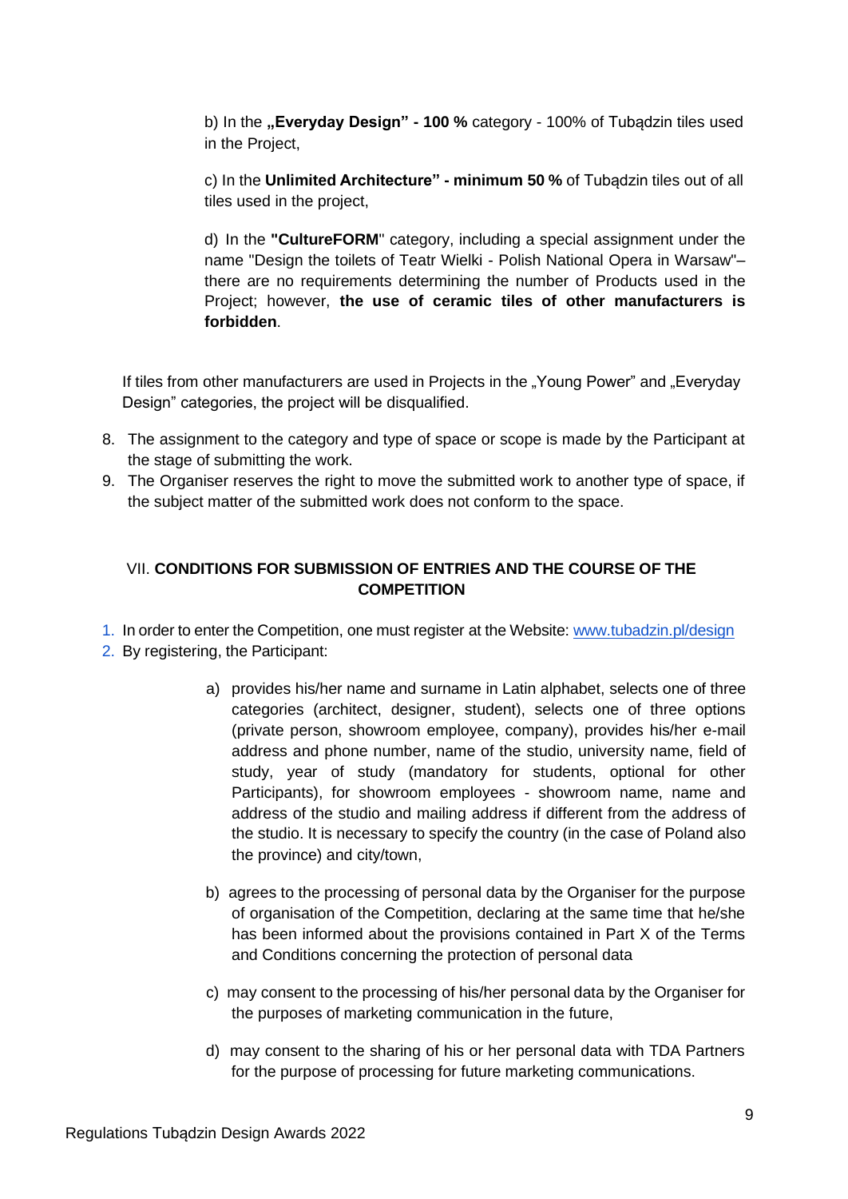b) In the **„Everyday Design" - 100 %** category - 100% of Tubądzin tiles used in the Project,

c) In the **Unlimited Architecture" - minimum 50 %** of Tubądzin tiles out of all tiles used in the project,

d) In the **"CultureFORM**" category, including a special assignment under the name "Design the toilets of Teatr Wielki - Polish National Opera in Warsaw"– there are no requirements determining the number of Products used in the Project; however, **the use of ceramic tiles of other manufacturers is forbidden**.

If tiles from other manufacturers are used in Projects in the „Young Power" and „Everyday Design" categories, the project will be disqualified.

8. The assignment to the category and type of space or scope is made by the Participant at the stage of submitting the work.
9. The Organiser reserves the right to move the submitted work to another type of space, if the subject matter of the submitted work does not conform to the space.

## VII. CONDITIONS FOR SUBMISSION OF ENTRIES AND THE COURSE OF THE COMPETITION

1. In order to enter the Competition, one must register at the Website: www.tubadzin.pl/design
2. By registering, the Participant:

   a) provides his/her name and surname in Latin alphabet, selects one of three categories (architect, designer, student), selects one of three options (private person, showroom employee, company), provides his/her e-mail address and phone number, name of the studio, university name, field of study, year of study (mandatory for students, optional for other Participants), for showroom employees - showroom name, name and address of the studio and mailing address if different from the address of the studio. It is necessary to specify the country (in the case of Poland also the province) and city/town,

   b) agrees to the processing of personal data by the Organiser for the purpose of organisation of the Competition, declaring at the same time that he/she has been informed about the provisions contained in Part X of the Terms and Conditions concerning the protection of personal data

   c) may consent to the processing of his/her personal data by the Organiser for the purposes of marketing communication in the future,

   d) may consent to the sharing of his or her personal data with TDA Partners for the purpose of processing for future marketing communications.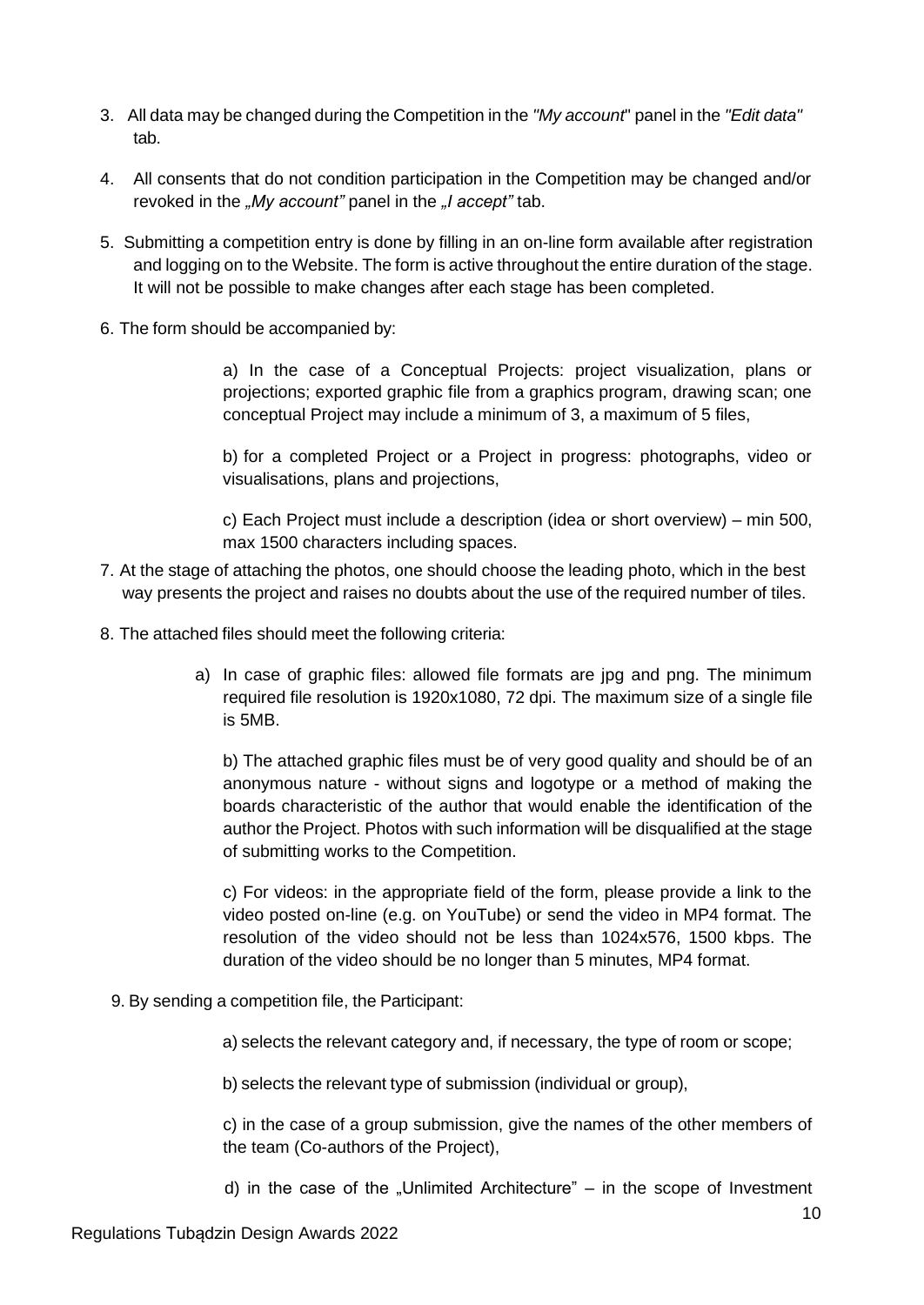3. All data may be changed during the Competition in the *"My account*" panel in the *"Edit data"* tab.

4. All consents that do not condition participation in the Competition may be changed and/or revoked in the *„My account"* panel in the *„I accept"* tab.

5. Submitting a competition entry is done by filling in an on-line form available after registration and logging on to the Website. The form is active throughout the entire duration of the stage. It will not be possible to make changes after each stage has been completed.

6. The form should be accompanied by:

   a) In the case of a Conceptual Projects: project visualization, plans or projections; exported graphic file from a graphics program, drawing scan; one conceptual Project may include a minimum of 3, a maximum of 5 files,

   b) for a completed Project or a Project in progress: photographs, video or visualisations, plans and projections,

   c) Each Project must include a description (idea or short overview) – min 500, max 1500 characters including spaces.

7. At the stage of attaching the photos, one should choose the leading photo, which in the best way presents the project and raises no doubts about the use of the required number of tiles.

8. The attached files should meet the following criteria:

   a) In case of graphic files: allowed file formats are jpg and png. The minimum required file resolution is 1920x1080, 72 dpi. The maximum size of a single file is 5MB.

   b) The attached graphic files must be of very good quality and should be of an anonymous nature - without signs and logotype or a method of making the boards characteristic of the author that would enable the identification of the author the Project. Photos with such information will be disqualified at the stage of submitting works to the Competition.

   c) For videos: in the appropriate field of the form, please provide a link to the video posted on-line (e.g. on YouTube) or send the video in MP4 format. The resolution of the video should not be less than 1024x576, 1500 kbps. The duration of the video should be no longer than 5 minutes, MP4 format.

9. By sending a competition file, the Participant:

   a) selects the relevant category and, if necessary, the type of room or scope;

   b) selects the relevant type of submission (individual or group),

   c) in the case of a group submission, give the names of the other members of the team (Co-authors of the Project),

   d) in the case of the „Unlimited Architecture" – in the scope of Investment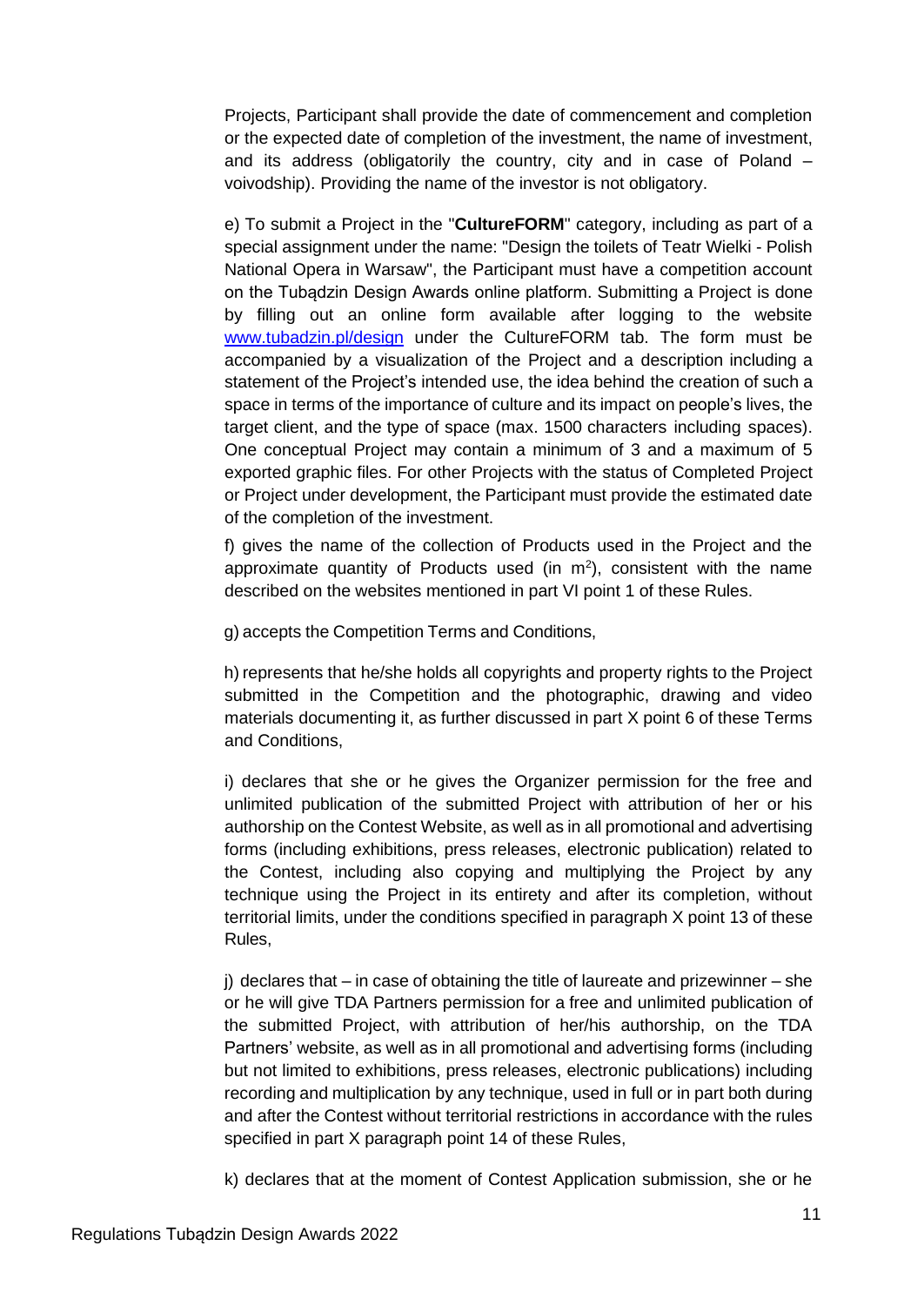Projects, Participant shall provide the date of commencement and completion or the expected date of completion of the investment, the name of investment, and its address (obligatorily the country, city and in case of Poland – voivodship). Providing the name of the investor is not obligatory.

e) To submit a Project in the "**CultureFORM**" category, including as part of a special assignment under the name: "Design the toilets of Teatr Wielki - Polish National Opera in Warsaw", the Participant must have a competition account on the Tubądzin Design Awards online platform. Submitting a Project is done by filling out an online form available after logging to the website [www.tubadzin.pl/design](www.tubadzin.pl/design) under the CultureFORM tab. The form must be accompanied by a visualization of the Project and a description including a statement of the Project's intended use, the idea behind the creation of such a space in terms of the importance of culture and its impact on people's lives, the target client, and the type of space (max. 1500 characters including spaces). One conceptual Project may contain a minimum of 3 and a maximum of 5 exported graphic files. For other Projects with the status of Completed Project or Project under development, the Participant must provide the estimated date of the completion of the investment.

f) gives the name of the collection of Products used in the Project and the approximate quantity of Products used (in $m^2$), consistent with the name described on the websites mentioned in part VI point 1 of these Rules.

g) accepts the Competition Terms and Conditions,

h) represents that he/she holds all copyrights and property rights to the Project submitted in the Competition and the photographic, drawing and video materials documenting it, as further discussed in part X point 6 of these Terms and Conditions,

i) declares that she or he gives the Organizer permission for the free and unlimited publication of the submitted Project with attribution of her or his authorship on the Contest Website, as well as in all promotional and advertising forms (including exhibitions, press releases, electronic publication) related to the Contest, including also copying and multiplying the Project by any technique using the Project in its entirety and after its completion, without territorial limits, under the conditions specified in paragraph X point 13 of these Rules,

j) declares that – in case of obtaining the title of laureate and prizewinner – she or he will give TDA Partners permission for a free and unlimited publication of the submitted Project, with attribution of her/his authorship, on the TDA Partners' website, as well as in all promotional and advertising forms (including but not limited to exhibitions, press releases, electronic publications) including recording and multiplication by any technique, used in full or in part both during and after the Contest without territorial restrictions in accordance with the rules specified in part X paragraph point 14 of these Rules,

k) declares that at the moment of Contest Application submission, she or he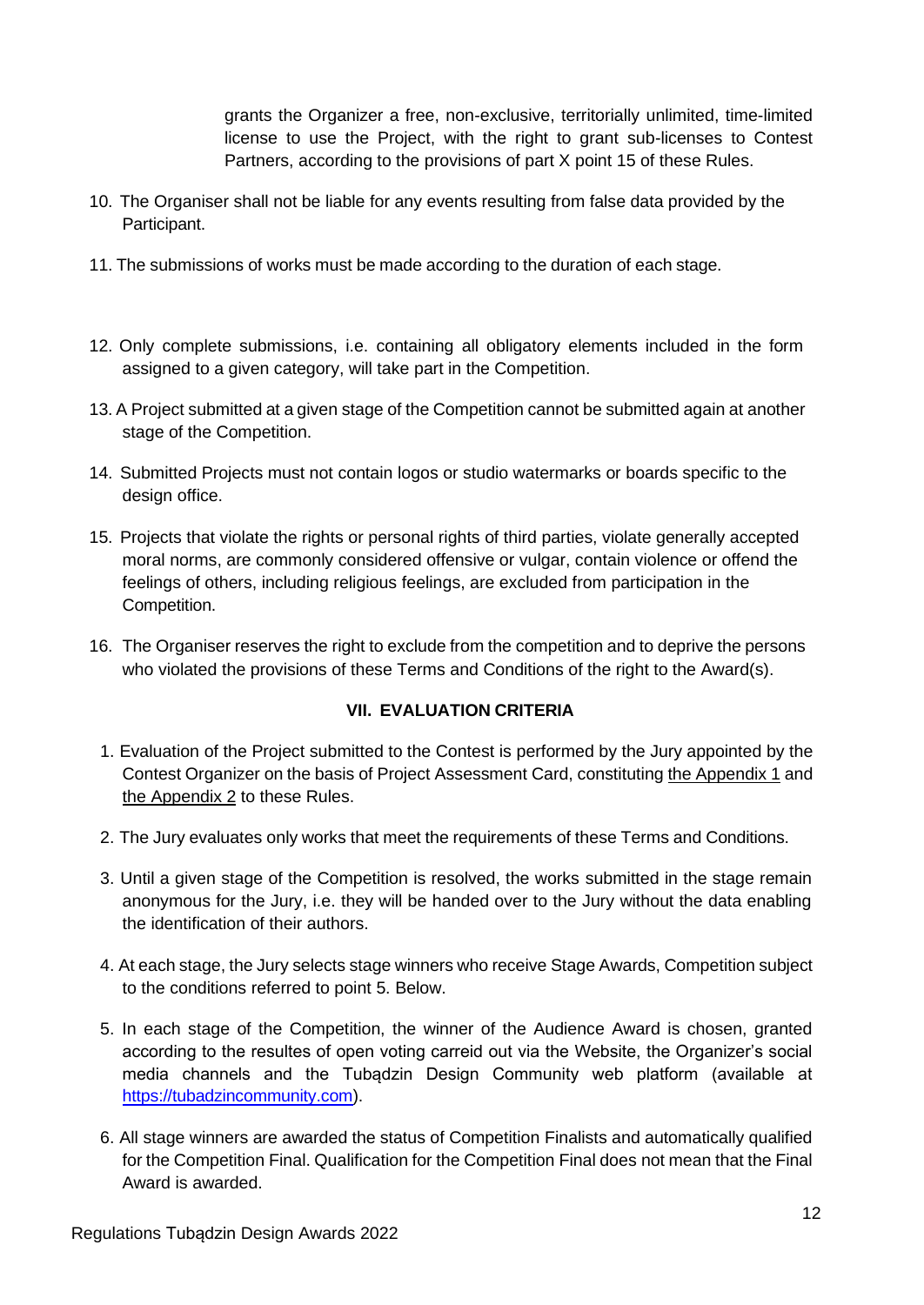grants the Organizer a free, non-exclusive, territorially unlimited, time-limited license to use the Project, with the right to grant sub-licenses to Contest Partners, according to the provisions of part X point 15 of these Rules.

10. The Organiser shall not be liable for any events resulting from false data provided by the Participant.
11. The submissions of works must be made according to the duration of each stage.
12. Only complete submissions, i.e. containing all obligatory elements included in the form assigned to a given category, will take part in the Competition.
13. A Project submitted at a given stage of the Competition cannot be submitted again at another stage of the Competition.
14. Submitted Projects must not contain logos or studio watermarks or boards specific to the design office.
15. Projects that violate the rights or personal rights of third parties, violate generally accepted moral norms, are commonly considered offensive or vulgar, contain violence or offend the feelings of others, including religious feelings, are excluded from participation in the Competition.
16. The Organiser reserves the right to exclude from the competition and to deprive the persons who violated the provisions of these Terms and Conditions of the right to the Award(s).

## VII. EVALUATION CRITERIA

1. Evaluation of the Project submitted to the Contest is performed by the Jury appointed by the Contest Organizer on the basis of Project Assessment Card, constituting the Appendix 1 and the Appendix 2 to these Rules.
2. The Jury evaluates only works that meet the requirements of these Terms and Conditions.
3. Until a given stage of the Competition is resolved, the works submitted in the stage remain anonymous for the Jury, i.e. they will be handed over to the Jury without the data enabling the identification of their authors.
4. At each stage, the Jury selects stage winners who receive Stage Awards, Competition subject to the conditions referred to point 5. Below.
5. In each stage of the Competition, the winner of the Audience Award is chosen, granted according to the resultes of open voting carreid out via the Website, the Organizer's social media channels and the Tubądzin Design Community web platform (available at https://tubadzincommunity.com).
6. All stage winners are awarded the status of Competition Finalists and automatically qualified for the Competition Final. Qualification for the Competition Final does not mean that the Final Award is awarded.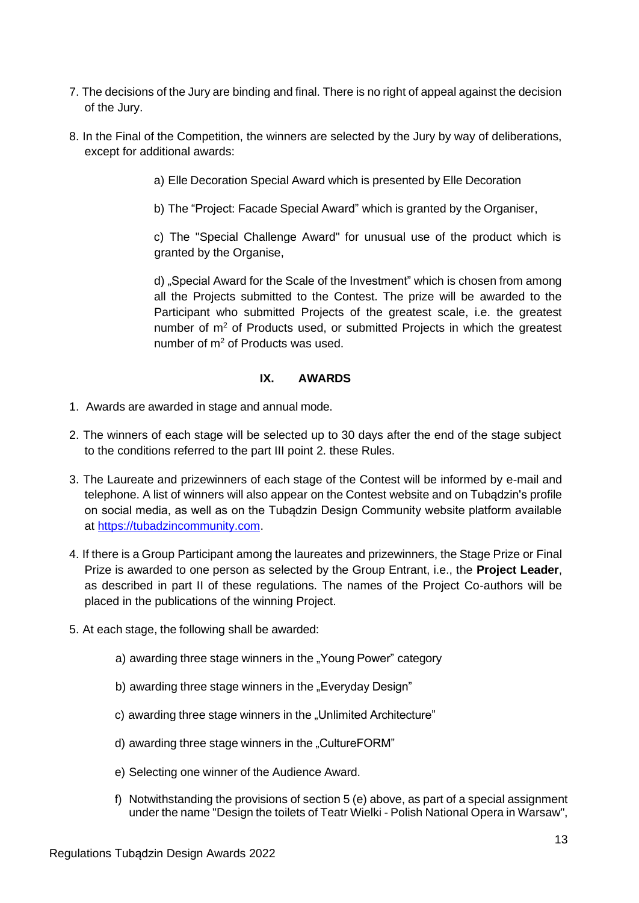7. The decisions of the Jury are binding and final. There is no right of appeal against the decision of the Jury.

8. In the Final of the Competition, the winners are selected by the Jury by way of deliberations, except for additional awards:

   a) Elle Decoration Special Award which is presented by Elle Decoration

   b) The "Project: Facade Special Award" which is granted by the Organiser,

   c) The "Special Challenge Award" for unusual use of the product which is granted by the Organise,

   d) „Special Award for the Scale of the Investment" which is chosen from among all the Projects submitted to the Contest. The prize will be awarded to the Participant who submitted Projects of the greatest scale, i.e. the greatest number of $m^2$ of Products used, or submitted Projects in which the greatest number of $m^2$ of Products was used.

## IX. AWARDS

1. Awards are awarded in stage and annual mode.

2. The winners of each stage will be selected up to 30 days after the end of the stage subject to the conditions referred to the part III point 2. these Rules.

3. The Laureate and prizewinners of each stage of the Contest will be informed by e-mail and telephone. A list of winners will also appear on the Contest website and on Tubądzin's profile on social media, as well as on the Tubądzin Design Community website platform available at https://tubadzincommunity.com.

4. If there is a Group Participant among the laureates and prizewinners, the Stage Prize or Final Prize is awarded to one person as selected by the Group Entrant, i.e., the **Project Leader**, as described in part II of these regulations. The names of the Project Co-authors will be placed in the publications of the winning Project.

5. At each stage, the following shall be awarded:

   a) awarding three stage winners in the „Young Power" category

   b) awarding three stage winners in the „Everyday Design"

   c) awarding three stage winners in the „Unlimited Architecture"

   d) awarding three stage winners in the „CultureFORM"

   e) Selecting one winner of the Audience Award.

   f) Notwithstanding the provisions of section 5 (e) above, as part of a special assignment under the name "Design the toilets of Teatr Wielki - Polish National Opera in Warsaw",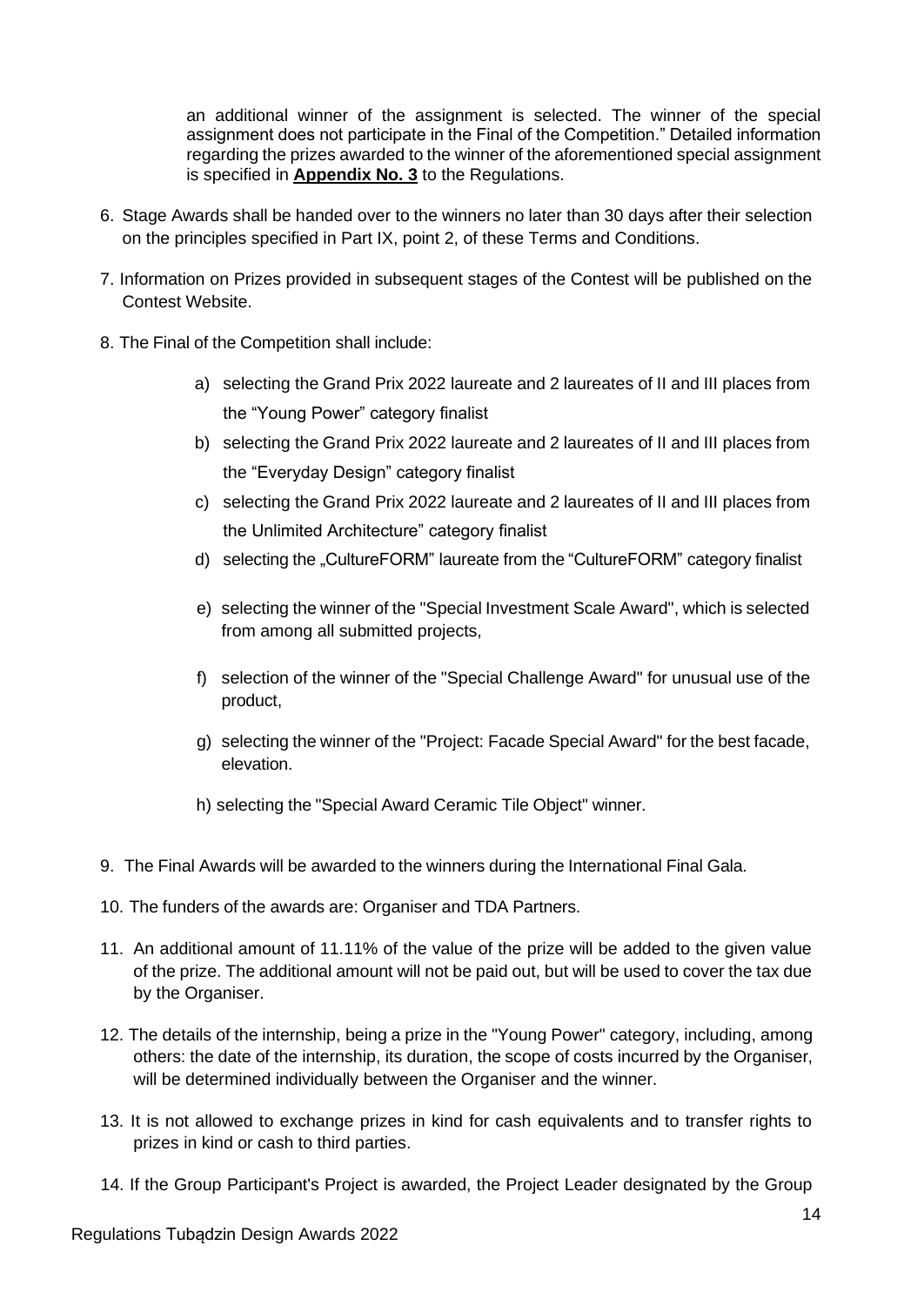an additional winner of the assignment is selected. The winner of the special assignment does not participate in the Final of the Competition." Detailed information regarding the prizes awarded to the winner of the aforementioned special assignment is specified in **Appendix No. 3** to the Regulations.

6. Stage Awards shall be handed over to the winners no later than 30 days after their selection on the principles specified in Part IX, point 2, of these Terms and Conditions.

7. Information on Prizes provided in subsequent stages of the Contest will be published on the Contest Website.

8. The Final of the Competition shall include:

   a) selecting the Grand Prix 2022 laureate and 2 laureates of II and III places from the "Young Power" category finalist
   b) selecting the Grand Prix 2022 laureate and 2 laureates of II and III places from the "Everyday Design" category finalist
   c) selecting the Grand Prix 2022 laureate and 2 laureates of II and III places from the Unlimited Architecture" category finalist
   d) selecting the „CultureFORM" laureate from the "CultureFORM" category finalist
   e) selecting the winner of the "Special Investment Scale Award", which is selected from among all submitted projects,
   f) selection of the winner of the "Special Challenge Award" for unusual use of the product,
   g) selecting the winner of the "Project: Facade Special Award" for the best facade, elevation.
   h) selecting the "Special Award Ceramic Tile Object" winner.

9. The Final Awards will be awarded to the winners during the International Final Gala.

10. The funders of the awards are: Organiser and TDA Partners.

11. An additional amount of 11.11% of the value of the prize will be added to the given value of the prize. The additional amount will not be paid out, but will be used to cover the tax due by the Organiser.

12. The details of the internship, being a prize in the "Young Power" category, including, among others: the date of the internship, its duration, the scope of costs incurred by the Organiser, will be determined individually between the Organiser and the winner.

13. It is not allowed to exchange prizes in kind for cash equivalents and to transfer rights to prizes in kind or cash to third parties.

14. If the Group Participant's Project is awarded, the Project Leader designated by the Group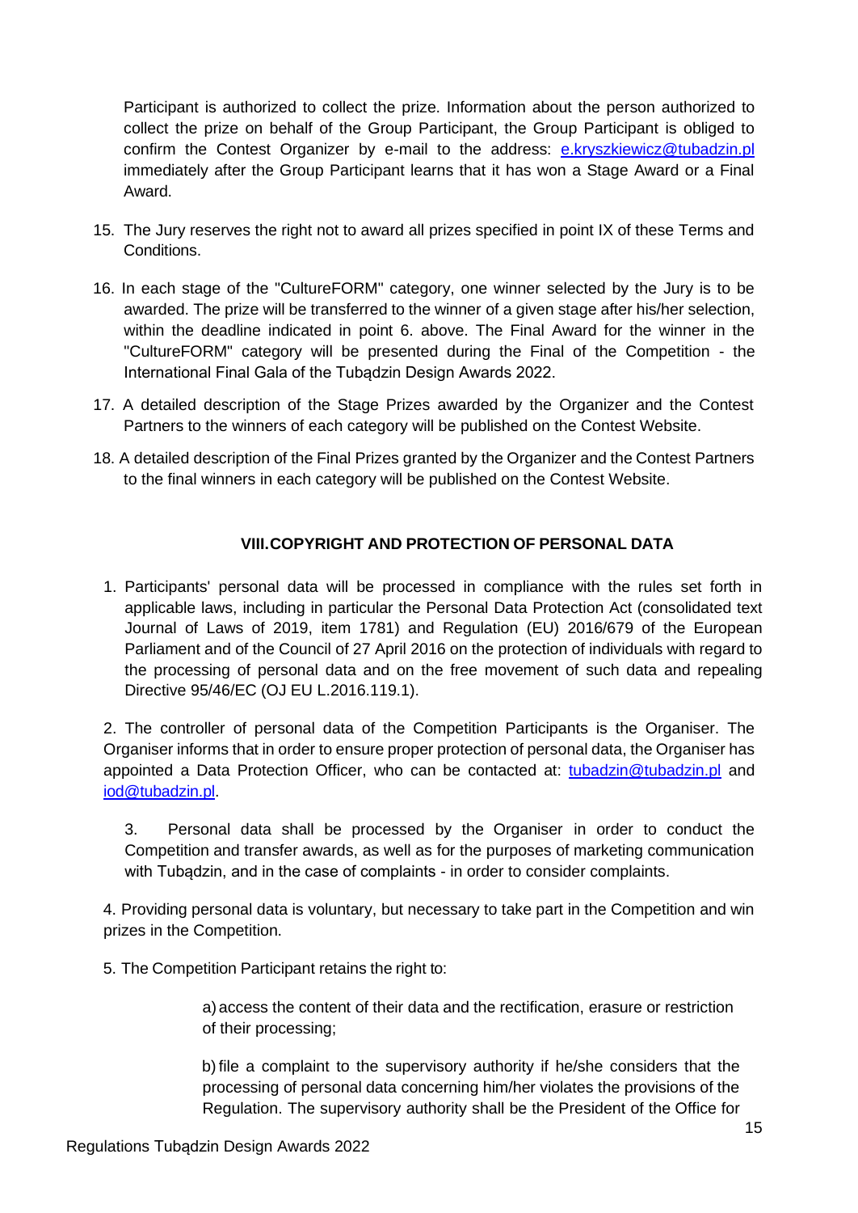Participant is authorized to collect the prize. Information about the person authorized to collect the prize on behalf of the Group Participant, the Group Participant is obliged to confirm the Contest Organizer by e-mail to the address: e.kryszkiewicz@tubadzin.pl immediately after the Group Participant learns that it has won a Stage Award or a Final Award.

15. The Jury reserves the right not to award all prizes specified in point IX of these Terms and Conditions.

16. In each stage of the "CultureFORM" category, one winner selected by the Jury is to be awarded. The prize will be transferred to the winner of a given stage after his/her selection, within the deadline indicated in point 6. above. The Final Award for the winner in the "CultureFORM" category will be presented during the Final of the Competition - the International Final Gala of the Tubądzin Design Awards 2022.

17. A detailed description of the Stage Prizes awarded by the Organizer and the Contest Partners to the winners of each category will be published on the Contest Website.

18. A detailed description of the Final Prizes granted by the Organizer and the Contest Partners to the final winners in each category will be published on the Contest Website.

## VIII. COPYRIGHT AND PROTECTION OF PERSONAL DATA

1. Participants' personal data will be processed in compliance with the rules set forth in applicable laws, including in particular the Personal Data Protection Act (consolidated text Journal of Laws of 2019, item 1781) and Regulation (EU) 2016/679 of the European Parliament and of the Council of 27 April 2016 on the protection of individuals with regard to the processing of personal data and on the free movement of such data and repealing Directive 95/46/EC (OJ EU L.2016.119.1).

2. The controller of personal data of the Competition Participants is the Organiser. The Organiser informs that in order to ensure proper protection of personal data, the Organiser has appointed a Data Protection Officer, who can be contacted at: tubadzin@tubadzin.pl and iod@tubadzin.pl.

3. Personal data shall be processed by the Organiser in order to conduct the Competition and transfer awards, as well as for the purposes of marketing communication with Tubądzin, and in the case of complaints - in order to consider complaints.

4. Providing personal data is voluntary, but necessary to take part in the Competition and win prizes in the Competition.

5. The Competition Participant retains the right to:

   a) access the content of their data and the rectification, erasure or restriction of their processing;

   b) file a complaint to the supervisory authority if he/she considers that the processing of personal data concerning him/her violates the provisions of the Regulation. The supervisory authority shall be the President of the Office for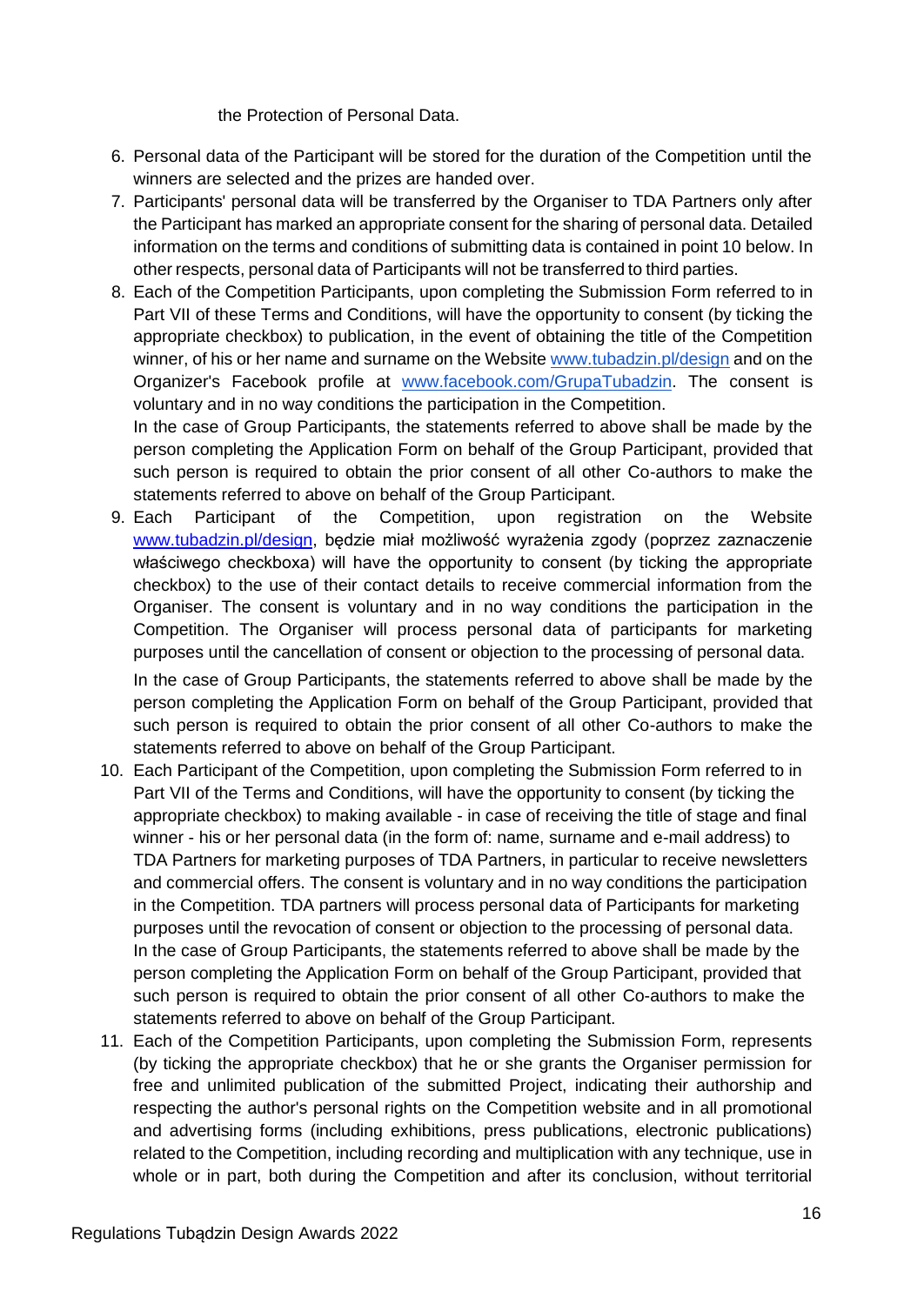the Protection of Personal Data.

6. Personal data of the Participant will be stored for the duration of the Competition until the winners are selected and the prizes are handed over.
7. Participants' personal data will be transferred by the Organiser to TDA Partners only after the Participant has marked an appropriate consent for the sharing of personal data. Detailed information on the terms and conditions of submitting data is contained in point 10 below. In other respects, personal data of Participants will not be transferred to third parties.
8. Each of the Competition Participants, upon completing the Submission Form referred to in Part VII of these Terms and Conditions, will have the opportunity to consent (by ticking the appropriate checkbox) to publication, in the event of obtaining the title of the Competition winner, of his or her name and surname on the Website [www.tubadzin.pl/design](www.tubadzin.pl/design) and on the Organizer's Facebook profile at [www.facebook.com/GrupaTubadzin](www.facebook.com/GrupaTubadzin). The consent is voluntary and in no way conditions the participation in the Competition.
   In the case of Group Participants, the statements referred to above shall be made by the person completing the Application Form on behalf of the Group Participant, provided that such person is required to obtain the prior consent of all other Co-authors to make the statements referred to above on behalf of the Group Participant.
9. Each Participant of the Competition, upon registration on the Website [www.tubadzin.pl/design](www.tubadzin.pl/design), będzie miał możliwość wyrażenia zgody (poprzez zaznaczenie właściwego checkboxa) will have the opportunity to consent (by ticking the appropriate checkbox) to the use of their contact details to receive commercial information from the Organiser. The consent is voluntary and in no way conditions the participation in the Competition. The Organiser will process personal data of participants for marketing purposes until the cancellation of consent or objection to the processing of personal data.

   In the case of Group Participants, the statements referred to above shall be made by the person completing the Application Form on behalf of the Group Participant, provided that such person is required to obtain the prior consent of all other Co-authors to make the statements referred to above on behalf of the Group Participant.
10. Each Participant of the Competition, upon completing the Submission Form referred to in Part VII of the Terms and Conditions, will have the opportunity to consent (by ticking the appropriate checkbox) to making available - in case of receiving the title of stage and final winner - his or her personal data (in the form of: name, surname and e-mail address) to TDA Partners for marketing purposes of TDA Partners, in particular to receive newsletters and commercial offers. The consent is voluntary and in no way conditions the participation in the Competition. TDA partners will process personal data of Participants for marketing purposes until the revocation of consent or objection to the processing of personal data.
    In the case of Group Participants, the statements referred to above shall be made by the person completing the Application Form on behalf of the Group Participant, provided that such person is required to obtain the prior consent of all other Co-authors to make the statements referred to above on behalf of the Group Participant.
11. Each of the Competition Participants, upon completing the Submission Form, represents (by ticking the appropriate checkbox) that he or she grants the Organiser permission for free and unlimited publication of the submitted Project, indicating their authorship and respecting the author's personal rights on the Competition website and in all promotional and advertising forms (including exhibitions, press publications, electronic publications) related to the Competition, including recording and multiplication with any technique, use in whole or in part, both during the Competition and after its conclusion, without territorial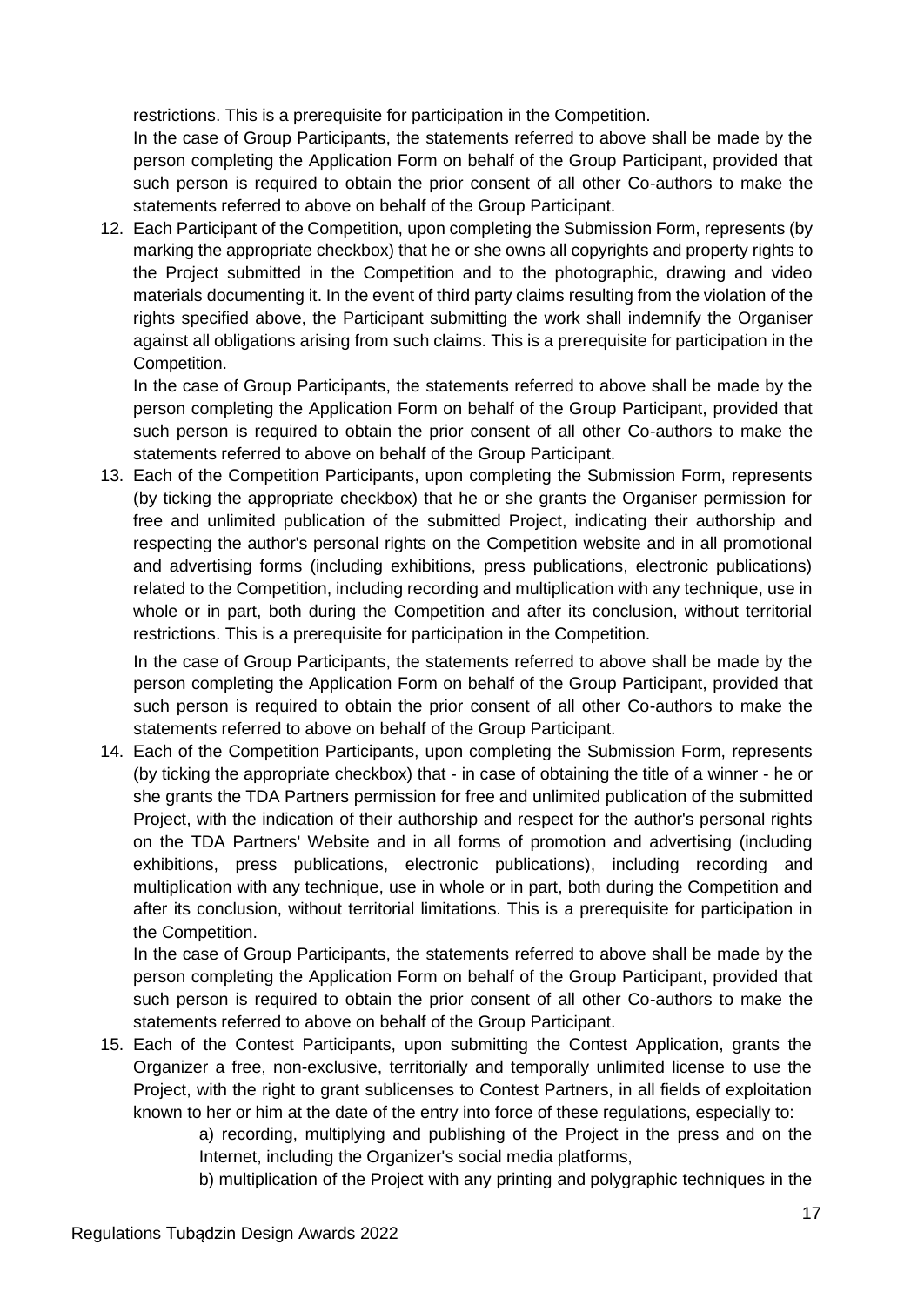restrictions. This is a prerequisite for participation in the Competition.

In the case of Group Participants, the statements referred to above shall be made by the person completing the Application Form on behalf of the Group Participant, provided that such person is required to obtain the prior consent of all other Co-authors to make the statements referred to above on behalf of the Group Participant.

12. Each Participant of the Competition, upon completing the Submission Form, represents (by marking the appropriate checkbox) that he or she owns all copyrights and property rights to the Project submitted in the Competition and to the photographic, drawing and video materials documenting it. In the event of third party claims resulting from the violation of the rights specified above, the Participant submitting the work shall indemnify the Organiser against all obligations arising from such claims. This is a prerequisite for participation in the Competition.

    In the case of Group Participants, the statements referred to above shall be made by the person completing the Application Form on behalf of the Group Participant, provided that such person is required to obtain the prior consent of all other Co-authors to make the statements referred to above on behalf of the Group Participant.

13. Each of the Competition Participants, upon completing the Submission Form, represents (by ticking the appropriate checkbox) that he or she grants the Organiser permission for free and unlimited publication of the submitted Project, indicating their authorship and respecting the author's personal rights on the Competition website and in all promotional and advertising forms (including exhibitions, press publications, electronic publications) related to the Competition, including recording and multiplication with any technique, use in whole or in part, both during the Competition and after its conclusion, without territorial restrictions. This is a prerequisite for participation in the Competition.

    In the case of Group Participants, the statements referred to above shall be made by the person completing the Application Form on behalf of the Group Participant, provided that such person is required to obtain the prior consent of all other Co-authors to make the statements referred to above on behalf of the Group Participant.

14. Each of the Competition Participants, upon completing the Submission Form, represents (by ticking the appropriate checkbox) that - in case of obtaining the title of a winner - he or she grants the TDA Partners permission for free and unlimited publication of the submitted Project, with the indication of their authorship and respect for the author's personal rights on the TDA Partners' Website and in all forms of promotion and advertising (including exhibitions, press publications, electronic publications), including recording and multiplication with any technique, use in whole or in part, both during the Competition and after its conclusion, without territorial limitations. This is a prerequisite for participation in the Competition.

    In the case of Group Participants, the statements referred to above shall be made by the person completing the Application Form on behalf of the Group Participant, provided that such person is required to obtain the prior consent of all other Co-authors to make the statements referred to above on behalf of the Group Participant.

15. Each of the Contest Participants, upon submitting the Contest Application, grants the Organizer a free, non-exclusive, territorially and temporally unlimited license to use the Project, with the right to grant sublicenses to Contest Partners, in all fields of exploitation known to her or him at the date of the entry into force of these regulations, especially to:

    a) recording, multiplying and publishing of the Project in the press and on the Internet, including the Organizer's social media platforms,

    b) multiplication of the Project with any printing and polygraphic techniques in the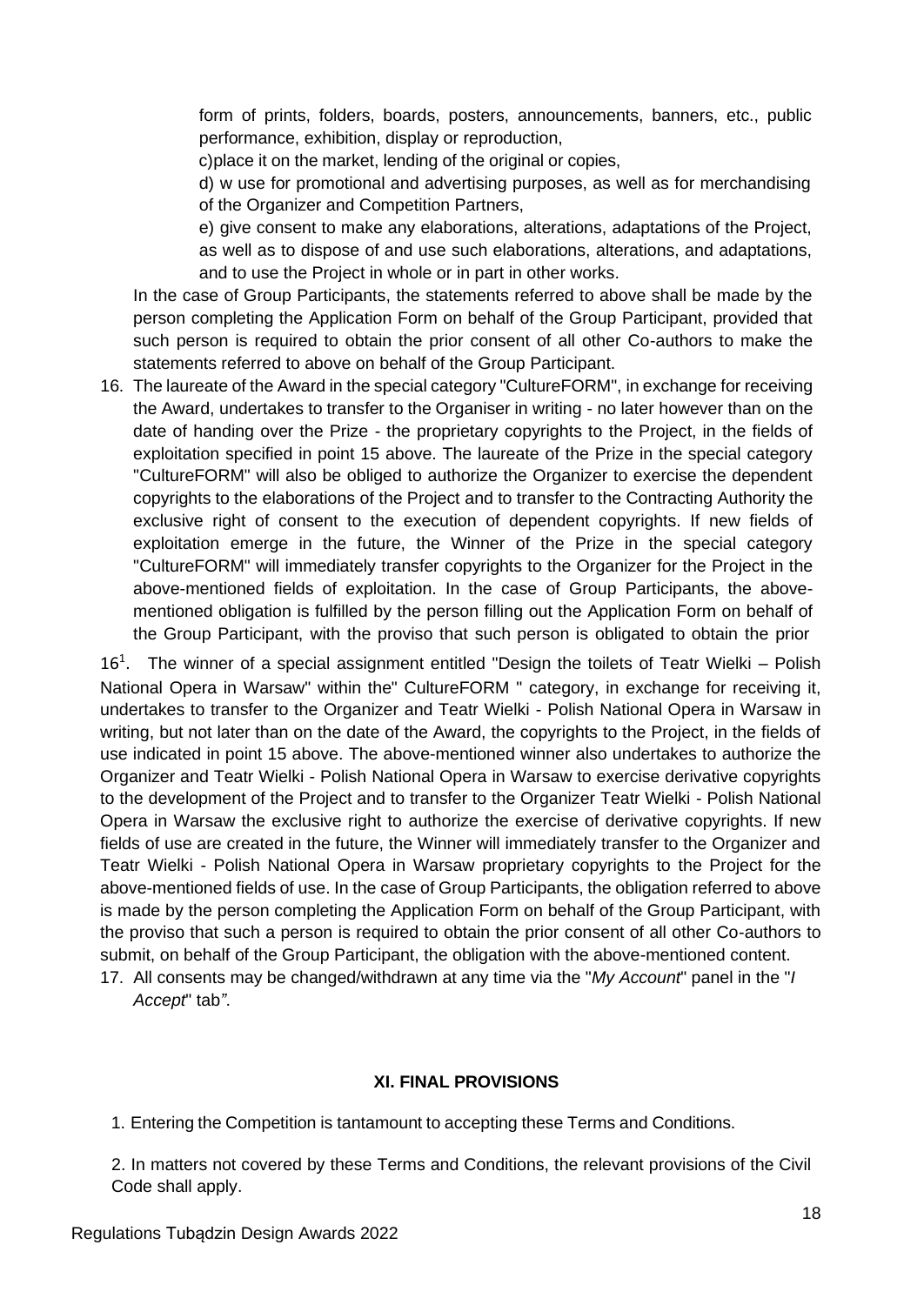form of prints, folders, boards, posters, announcements, banners, etc., public performance, exhibition, display or reproduction,

c)place it on the market, lending of the original or copies,

d) w use for promotional and advertising purposes, as well as for merchandising of the Organizer and Competition Partners,

e) give consent to make any elaborations, alterations, adaptations of the Project, as well as to dispose of and use such elaborations, alterations, and adaptations, and to use the Project in whole or in part in other works.

In the case of Group Participants, the statements referred to above shall be made by the person completing the Application Form on behalf of the Group Participant, provided that such person is required to obtain the prior consent of all other Co-authors to make the statements referred to above on behalf of the Group Participant.

16. The laureate of the Award in the special category "CultureFORM", in exchange for receiving the Award, undertakes to transfer to the Organiser in writing - no later however than on the date of handing over the Prize - the proprietary copyrights to the Project, in the fields of exploitation specified in point 15 above. The laureate of the Prize in the special category "CultureFORM" will also be obliged to authorize the Organizer to exercise the dependent copyrights to the elaborations of the Project and to transfer to the Contracting Authority the exclusive right of consent to the execution of dependent copyrights. If new fields of exploitation emerge in the future, the Winner of the Prize in the special category "CultureFORM" will immediately transfer copyrights to the Organizer for the Project in the above-mentioned fields of exploitation. In the case of Group Participants, the above-mentioned obligation is fulfilled by the person filling out the Application Form on behalf of the Group Participant, with the proviso that such person is obligated to obtain the prior

16[1]. The winner of a special assignment entitled "Design the toilets of Teatr Wielki – Polish National Opera in Warsaw" within the" CultureFORM " category, in exchange for receiving it, undertakes to transfer to the Organizer and Teatr Wielki - Polish National Opera in Warsaw in writing, but not later than on the date of the Award, the copyrights to the Project, in the fields of use indicated in point 15 above. The above-mentioned winner also undertakes to authorize the Organizer and Teatr Wielki - Polish National Opera in Warsaw to exercise derivative copyrights to the development of the Project and to transfer to the Organizer Teatr Wielki - Polish National Opera in Warsaw the exclusive right to authorize the exercise of derivative copyrights. If new fields of use are created in the future, the Winner will immediately transfer to the Organizer and Teatr Wielki - Polish National Opera in Warsaw proprietary copyrights to the Project for the above-mentioned fields of use. In the case of Group Participants, the obligation referred to above is made by the person completing the Application Form on behalf of the Group Participant, with the proviso that such a person is required to obtain the prior consent of all other Co-authors to submit, on behalf of the Group Participant, the obligation with the above-mentioned content.

17. All consents may be changed/withdrawn at any time via the "*My Account*" panel in the "*I Accept*" tab*"*.

## XI. FINAL PROVISIONS

1. Entering the Competition is tantamount to accepting these Terms and Conditions.

2. In matters not covered by these Terms and Conditions, the relevant provisions of the Civil Code shall apply.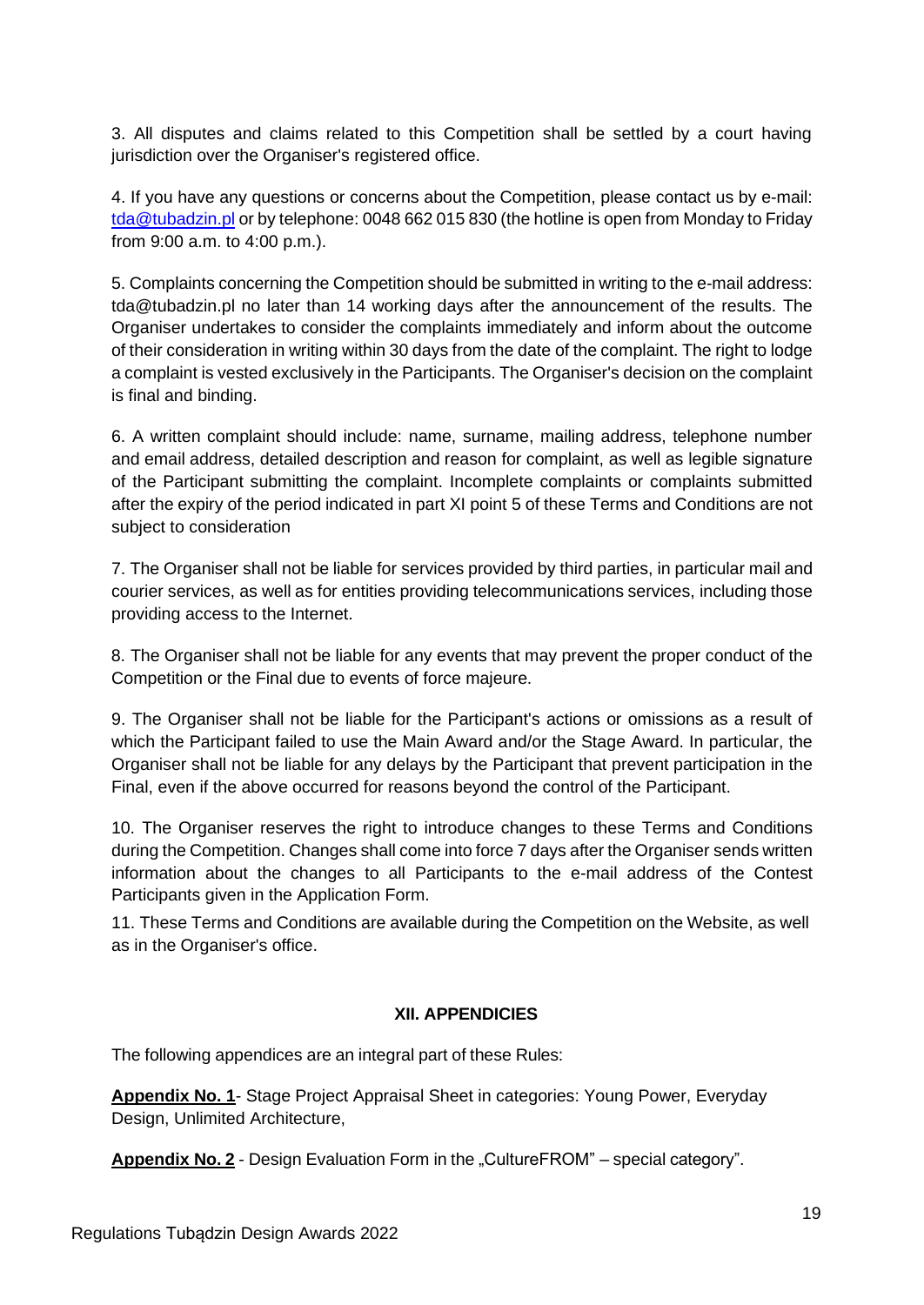3. All disputes and claims related to this Competition shall be settled by a court having jurisdiction over the Organiser's registered office.

4. If you have any questions or concerns about the Competition, please contact us by e-mail: tda@tubadzin.pl or by telephone: 0048 662 015 830 (the hotline is open from Monday to Friday from 9:00 a.m. to 4:00 p.m.).

5. Complaints concerning the Competition should be submitted in writing to the e-mail address: tda@tubadzin.pl no later than 14 working days after the announcement of the results. The Organiser undertakes to consider the complaints immediately and inform about the outcome of their consideration in writing within 30 days from the date of the complaint. The right to lodge a complaint is vested exclusively in the Participants. The Organiser's decision on the complaint is final and binding.

6. A written complaint should include: name, surname, mailing address, telephone number and email address, detailed description and reason for complaint, as well as legible signature of the Participant submitting the complaint. Incomplete complaints or complaints submitted after the expiry of the period indicated in part XI point 5 of these Terms and Conditions are not subject to consideration

7. The Organiser shall not be liable for services provided by third parties, in particular mail and courier services, as well as for entities providing telecommunications services, including those providing access to the Internet.

8. The Organiser shall not be liable for any events that may prevent the proper conduct of the Competition or the Final due to events of force majeure.

9. The Organiser shall not be liable for the Participant's actions or omissions as a result of which the Participant failed to use the Main Award and/or the Stage Award. In particular, the Organiser shall not be liable for any delays by the Participant that prevent participation in the Final, even if the above occurred for reasons beyond the control of the Participant.

10. The Organiser reserves the right to introduce changes to these Terms and Conditions during the Competition. Changes shall come into force 7 days after the Organiser sends written information about the changes to all Participants to the e-mail address of the Contest Participants given in the Application Form.

11. These Terms and Conditions are available during the Competition on the Website, as well as in the Organiser's office.

## XII. APPENDICIES

The following appendices are an integral part of these Rules:

**Appendix No. 1**- Stage Project Appraisal Sheet in categories: Young Power, Everyday Design, Unlimited Architecture,

**Appendix No. 2** - Design Evaluation Form in the „CultureFROM" – special category".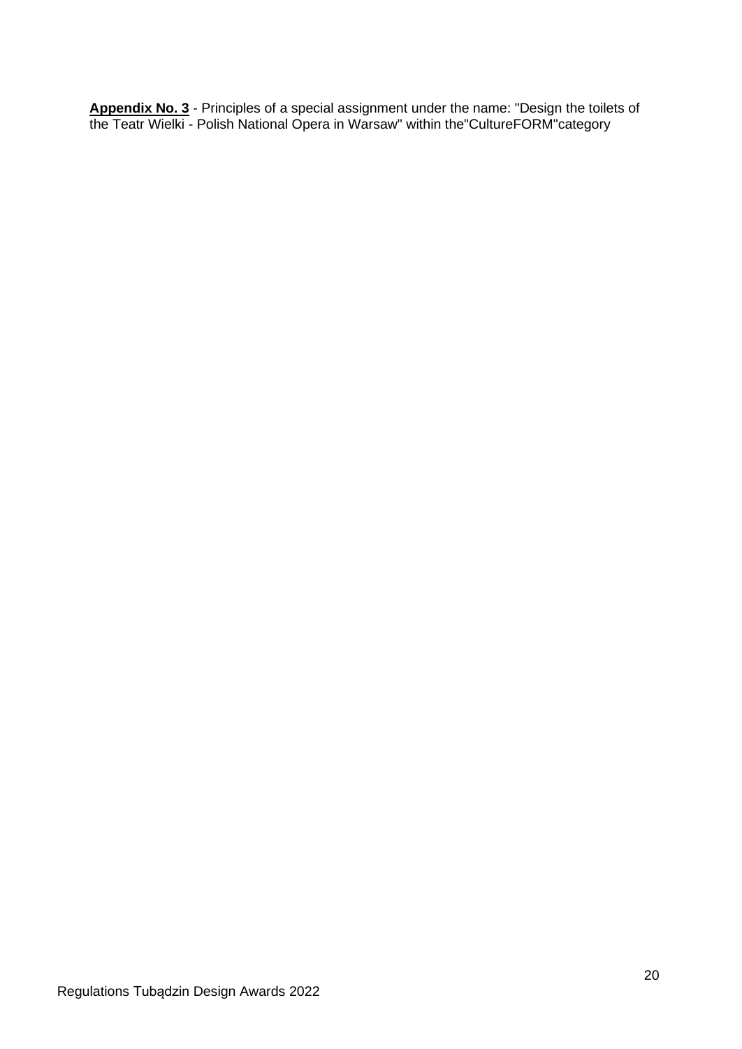**<u>Appendix No. 3</u>** - Principles of a special assignment under the name: "Design the toilets of the Teatr Wielki - Polish National Opera in Warsaw" within the"CultureFORM"category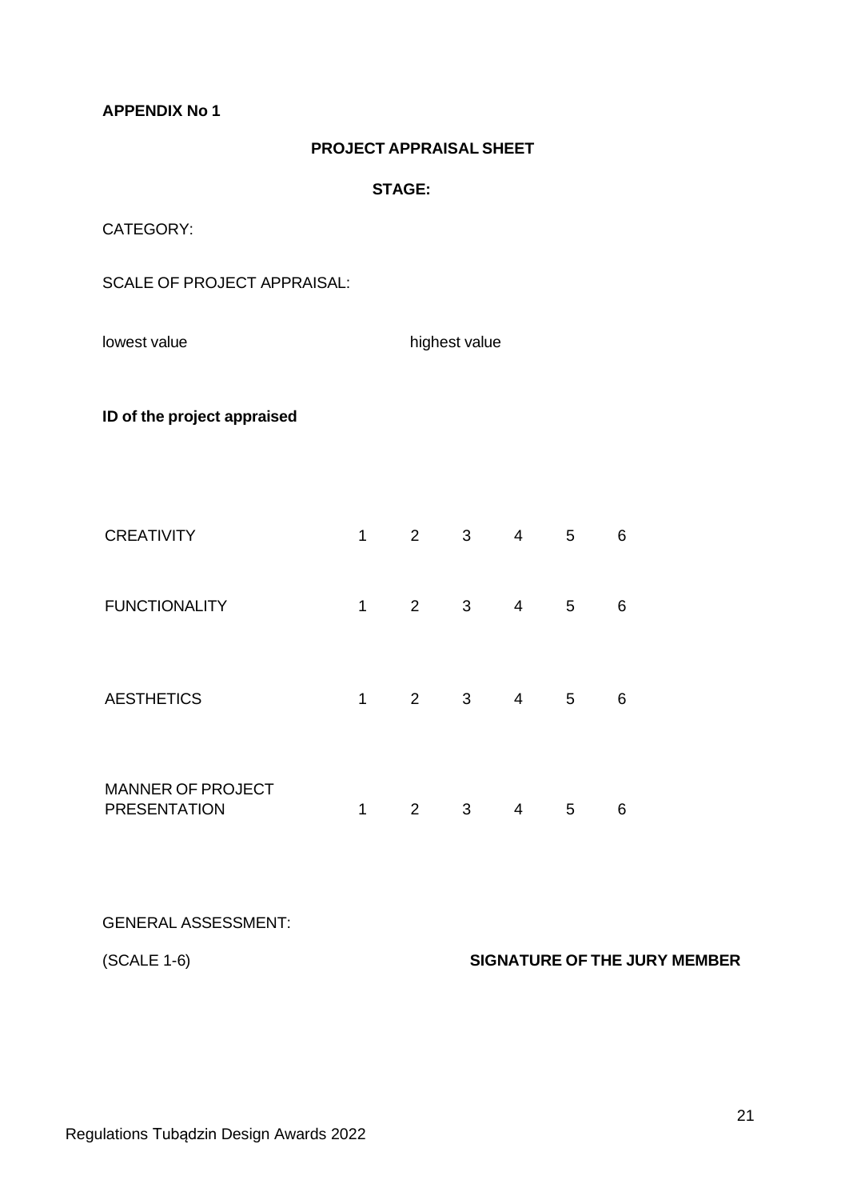**APPENDIX No 1**

**PROJECT APPRAISAL SHEET**

**STAGE:**

CATEGORY:

SCALE OF PROJECT APPRAISAL:

lowest value highest value

**ID of the project appraised**

| | | | | | | |
|---|---|---|---|---|---|---|
| CREATIVITY | 1 | 2 | 3 | 4 | 5 | 6 |
| FUNCTIONALITY | 1 | 2 | 3 | 4 | 5 | 6 |
| AESTHETICS | 1 | 2 | 3 | 4 | 5 | 6 |
| MANNER OF PROJECT PRESENTATION | 1 | 2 | 3 | 4 | 5 | 6 |

GENERAL ASSESSMENT:

(SCALE 1-6) **SIGNATURE OF THE JURY MEMBER**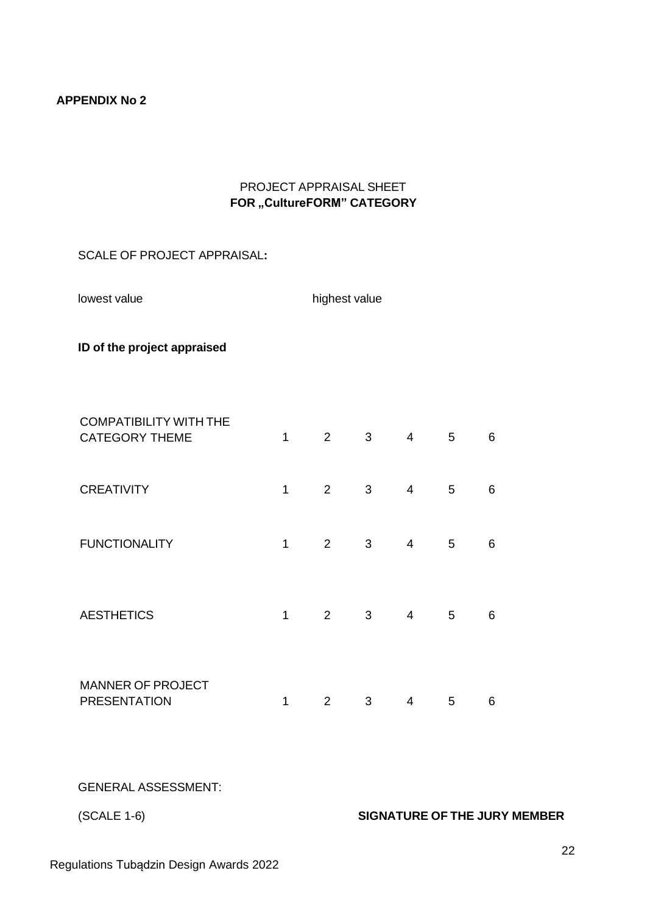**APPENDIX No 2**

PROJECT APPRAISAL SHEET
**FOR „CultureFORM" CATEGORY**

SCALE OF PROJECT APPRAISAL**:**

lowest value highest value

**ID of the project appraised**

| | | | | | | |
|---|---|---|---|---|---|---|
| COMPATIBILITY WITH THE CATEGORY THEME | 1 | 2 | 3 | 4 | 5 | 6 |
| CREATIVITY | 1 | 2 | 3 | 4 | 5 | 6 |
| FUNCTIONALITY | 1 | 2 | 3 | 4 | 5 | 6 |
| AESTHETICS | 1 | 2 | 3 | 4 | 5 | 6 |
| MANNER OF PROJECT PRESENTATION | 1 | 2 | 3 | 4 | 5 | 6 |

GENERAL ASSESSMENT:

(SCALE 1-6) **SIGNATURE OF THE JURY MEMBER**

Regulations Tubądzin Design Awards 2022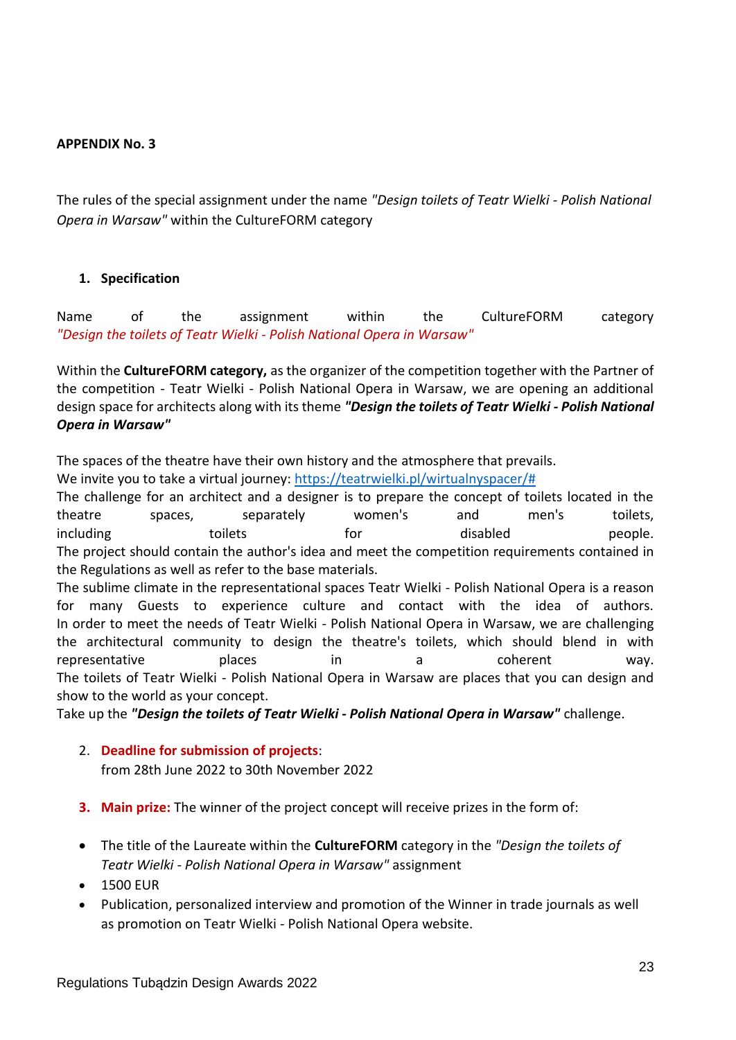**APPENDIX No. 3**

The rules of the special assignment under the name *"Design toilets of Teatr Wielki - Polish National Opera in Warsaw"* within the CultureFORM category

1. **Specification**

Name of the assignment within the CultureFORM category *"Design the toilets of Teatr Wielki - Polish National Opera in Warsaw"*

Within the **CultureFORM category,** as the organizer of the competition together with the Partner of the competition - Teatr Wielki - Polish National Opera in Warsaw, we are opening an additional design space for architects along with its theme ***"Design the toilets of Teatr Wielki - Polish National Opera in Warsaw"***

The spaces of the theatre have their own history and the atmosphere that prevails.
We invite you to take a virtual journey: https://teatrwielki.pl/wirtualnyspacer/#
The challenge for an architect and a designer is to prepare the concept of toilets located in the theatre spaces, separately women's and men's toilets, including toilets for disabled people.
The project should contain the author's idea and meet the competition requirements contained in the Regulations as well as refer to the base materials.
The sublime climate in the representational spaces Teatr Wielki - Polish National Opera is a reason for many Guests to experience culture and contact with the idea of authors.
In order to meet the needs of Teatr Wielki - Polish National Opera in Warsaw, we are challenging the architectural community to design the theatre's toilets, which should blend in with representative places in a coherent way.
The toilets of Teatr Wielki - Polish National Opera in Warsaw are places that you can design and show to the world as your concept.
Take up the ***"Design the toilets of Teatr Wielki - Polish National Opera in Warsaw"*** challenge.

2. **Deadline for submission of projects**:
   from 28th June 2022 to 30th November 2022

3. **Main prize:** The winner of the project concept will receive prizes in the form of:

- The title of the Laureate within the **CultureFORM** category in the *"Design the toilets of Teatr Wielki - Polish National Opera in Warsaw"* assignment
- 1500 EUR
- Publication, personalized interview and promotion of the Winner in trade journals as well as promotion on Teatr Wielki - Polish National Opera website.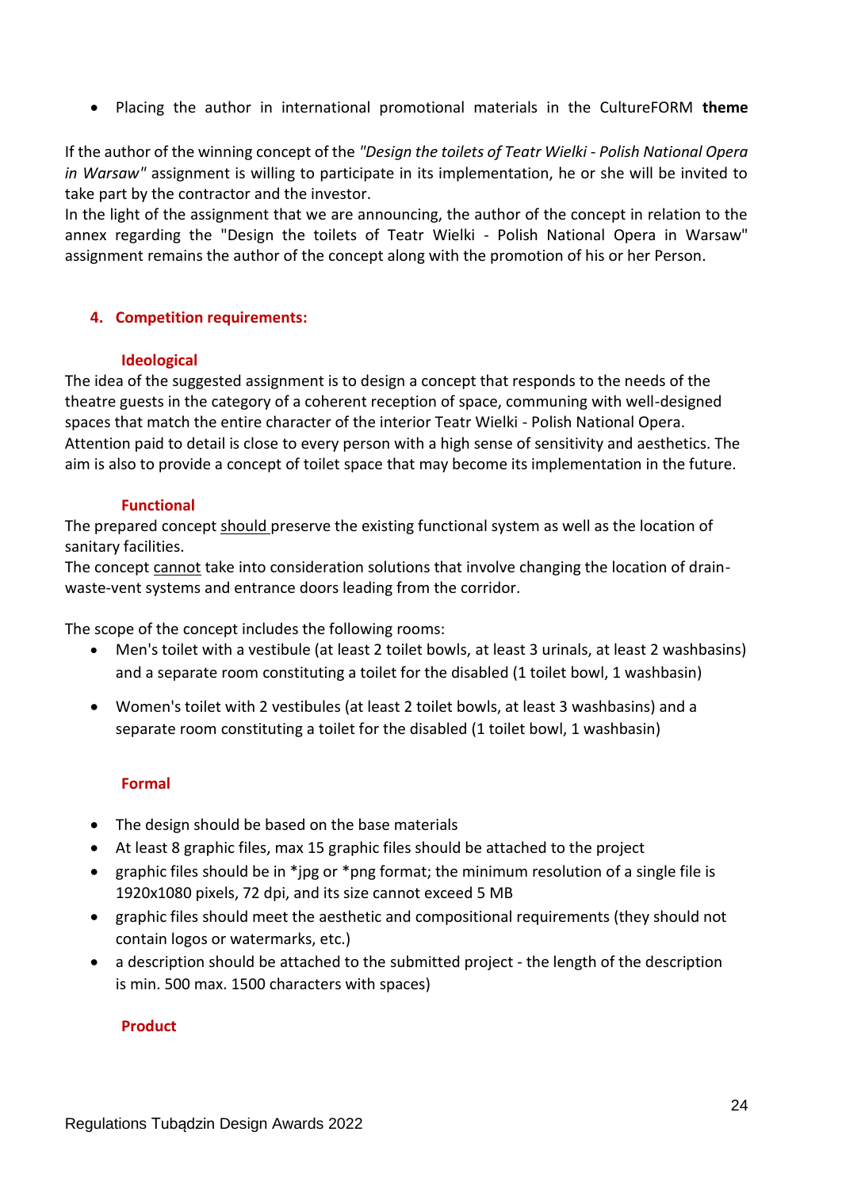- Placing the author in international promotional materials in the CultureFORM **theme**

If the author of the winning concept of the *"Design the toilets of Teatr Wielki - Polish National Opera in Warsaw"* assignment is willing to participate in its implementation, he or she will be invited to take part by the contractor and the investor.
In the light of the assignment that we are announcing, the author of the concept in relation to the annex regarding the "Design the toilets of Teatr Wielki - Polish National Opera in Warsaw" assignment remains the author of the concept along with the promotion of his or her Person.

## 4. Competition requirements:

### Ideological

The idea of the suggested assignment is to design a concept that responds to the needs of the theatre guests in the category of a coherent reception of space, communing with well-designed spaces that match the entire character of the interior Teatr Wielki - Polish National Opera. Attention paid to detail is close to every person with a high sense of sensitivity and aesthetics. The aim is also to provide a concept of toilet space that may become its implementation in the future.

### Functional

The prepared concept <u>should</u> preserve the existing functional system as well as the location of sanitary facilities.
The concept <u>cannot</u> take into consideration solutions that involve changing the location of drain-waste-vent systems and entrance doors leading from the corridor.

The scope of the concept includes the following rooms:

- Men's toilet with a vestibule (at least 2 toilet bowls, at least 3 urinals, at least 2 washbasins) and a separate room constituting a toilet for the disabled (1 toilet bowl, 1 washbasin)
- Women's toilet with 2 vestibules (at least 2 toilet bowls, at least 3 washbasins) and a separate room constituting a toilet for the disabled (1 toilet bowl, 1 washbasin)

### Formal

- The design should be based on the base materials
- At least 8 graphic files, max 15 graphic files should be attached to the project
- graphic files should be in *jpg or *png format; the minimum resolution of a single file is 1920x1080 pixels, 72 dpi, and its size cannot exceed 5 MB
- graphic files should meet the aesthetic and compositional requirements (they should not contain logos or watermarks, etc.)
- a description should be attached to the submitted project - the length of the description is min. 500 max. 1500 characters with spaces)

### Product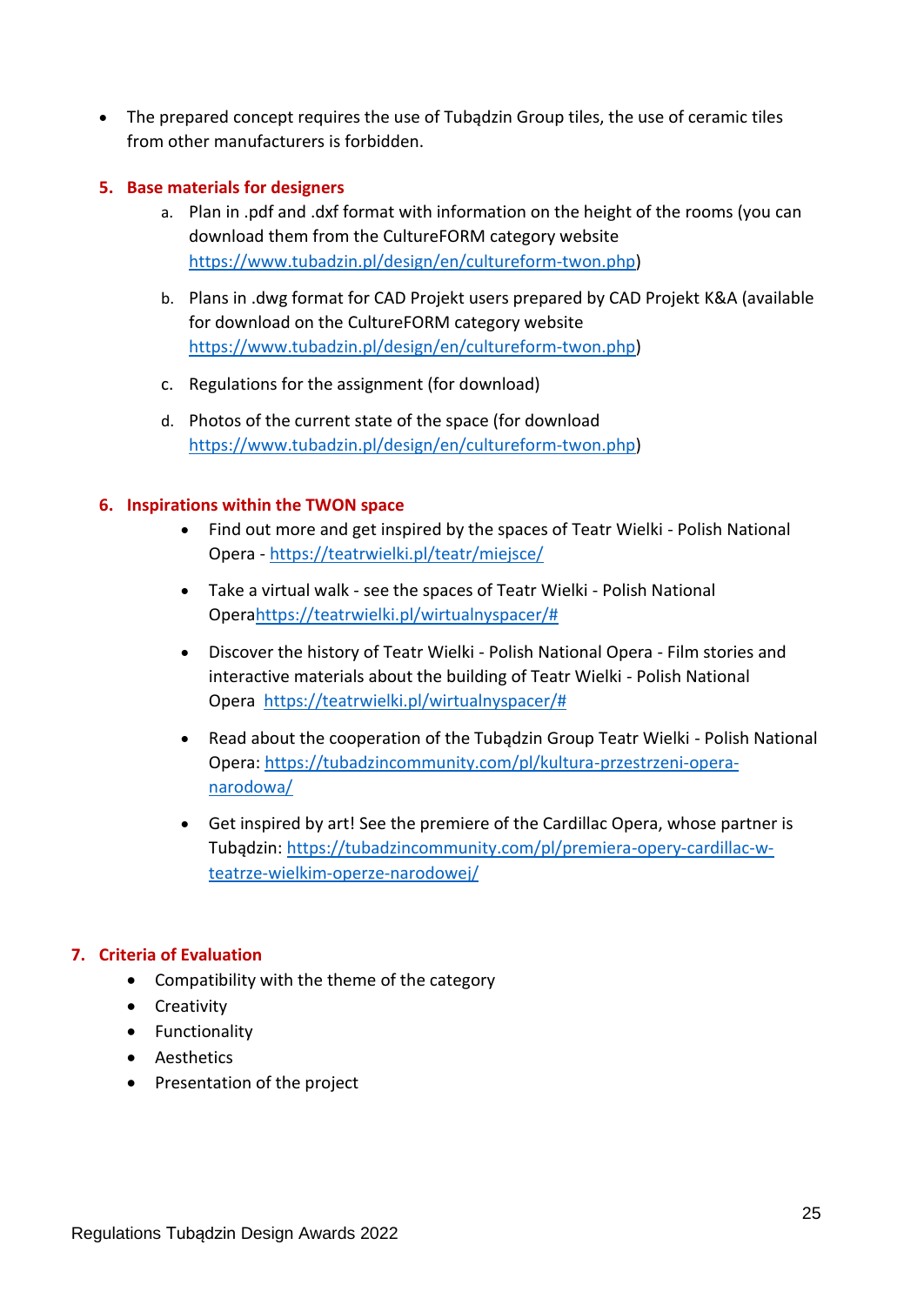- The prepared concept requires the use of Tubądzin Group tiles, the use of ceramic tiles from other manufacturers is forbidden.

## 5. Base materials for designers

a. Plan in .pdf and .dxf format with information on the height of the rooms (you can download them from the CultureFORM category website https://www.tubadzin.pl/design/en/cultureform-twon.php)

b. Plans in .dwg format for CAD Projekt users prepared by CAD Projekt K&A (available for download on the CultureFORM category website https://www.tubadzin.pl/design/en/cultureform-twon.php)

c. Regulations for the assignment (for download)

d. Photos of the current state of the space (for download https://www.tubadzin.pl/design/en/cultureform-twon.php)

## 6. Inspirations within the TWON space

- Find out more and get inspired by the spaces of Teatr Wielki - Polish National Opera - https://teatrwielki.pl/teatr/miejsce/
- Take a virtual walk - see the spaces of Teatr Wielki - Polish National Operahttps://teatrwielki.pl/wirtualnyspacer/#
- Discover the history of Teatr Wielki - Polish National Opera - Film stories and interactive materials about the building of Teatr Wielki - Polish National Opera https://teatrwielki.pl/wirtualnyspacer/#
- Read about the cooperation of the Tubądzin Group Teatr Wielki - Polish National Opera: https://tubadzincommunity.com/pl/kultura-przestrzeni-opera-narodowa/
- Get inspired by art! See the premiere of the Cardillac Opera, whose partner is Tubądzin: https://tubadzincommunity.com/pl/premiera-opery-cardillac-w-teatrze-wielkim-operze-narodowej/

## 7. Criteria of Evaluation

- Compatibility with the theme of the category
- Creativity
- Functionality
- Aesthetics
- Presentation of the project